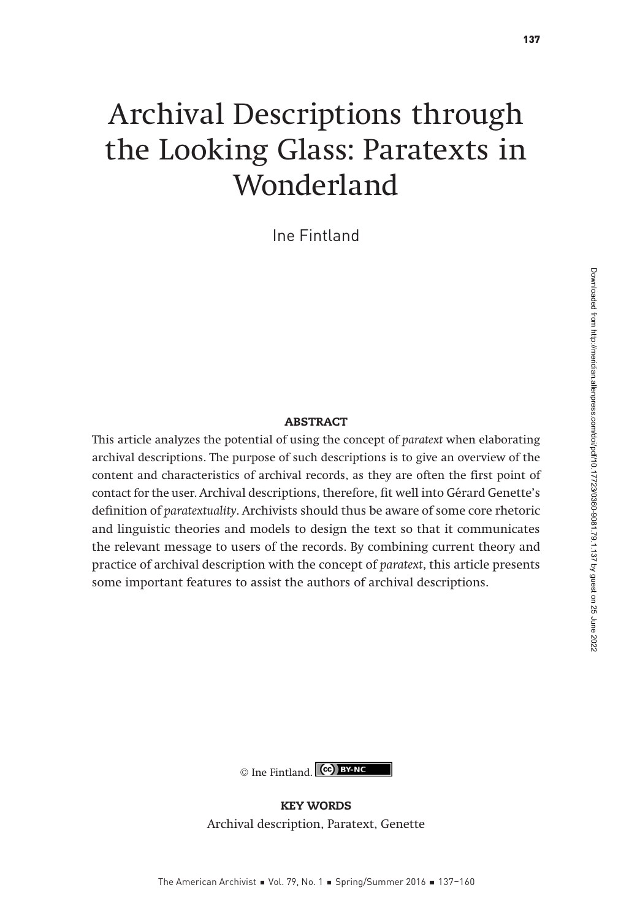# Archival Descriptions through the Looking Glass: Paratexts in Wonderland

Ine Fintland

## ABSTRACT

This article analyzes the potential of using the concept of *paratext* when elaborating archival descriptions. The purpose of such descriptions is to give an overview of the content and characteristics of archival records, as they are often the first point of contact for the user. Archival descriptions, therefore, fit well into Gérard Genette's definition of *paratextuality*. Archivists should thus be aware of some core rhetoric and linguistic theories and models to design the text so that it communicates the relevant message to users of the records. By combining current theory and practice of archival description with the concept of *paratext*, this article presents some important features to assist the authors of archival descriptions.

© Ine Fintland. CC BY-NC

## KEY WORDS

Archival description, Paratext, Genette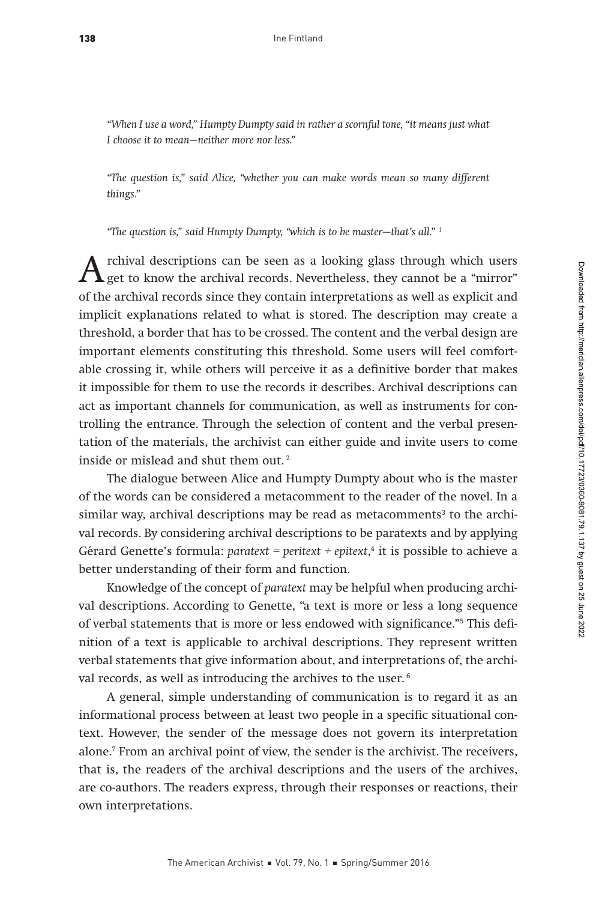*"When I use a word," Humpty Dumpty said in rather a scornful tone, "it means just what I choose it to mean—neither more nor less."*

*"The question is," said Alice, "whether you can make words mean so many different things."*

*"The question is," said Humpty Dumpty, "which is to be master—that's all."* [1]

Archival descriptions can be seen as a looking glass through which users get to know the archival records. Nevertheless, they cannot be a "mirror" of the archival records since they contain interpretations as well as explicit and implicit explanations related to what is stored. The description may create a threshold, a border that has to be crossed. The content and the verbal design are important elements constituting this threshold. Some users will feel comfortable crossing it, while others will perceive it as a definitive border that makes it impossible for them to use the records it describes. Archival descriptions can act as important channels for communication, as well as instruments for controlling the entrance. Through the selection of content and the verbal presentation of the materials, the archivist can either guide and invite users to come inside or mislead and shut them out. [2]

The dialogue between Alice and Humpty Dumpty about who is the master of the words can be considered a metacomment to the reader of the novel. In a similar way, archival descriptions may be read as metacomments[3] to the archival records. By considering archival descriptions to be paratexts and by applying Gérard Genette's formula: *paratext = peritext + epitext*,[4] it is possible to achieve a better understanding of their form and function.

Knowledge of the concept of *paratext* may be helpful when producing archival descriptions. According to Genette, "a text is more or less a long sequence of verbal statements that is more or less endowed with significance."[5] This definition of a text is applicable to archival descriptions. They represent written verbal statements that give information about, and interpretations of, the archival records, as well as introducing the archives to the user. [6]

A general, simple understanding of communication is to regard it as an informational process between at least two people in a specific situational context. However, the sender of the message does not govern its interpretation alone.[7] From an archival point of view, the sender is the archivist. The receivers, that is, the readers of the archival descriptions and the users of the archives, are co-authors. The readers express, through their responses or reactions, their own interpretations.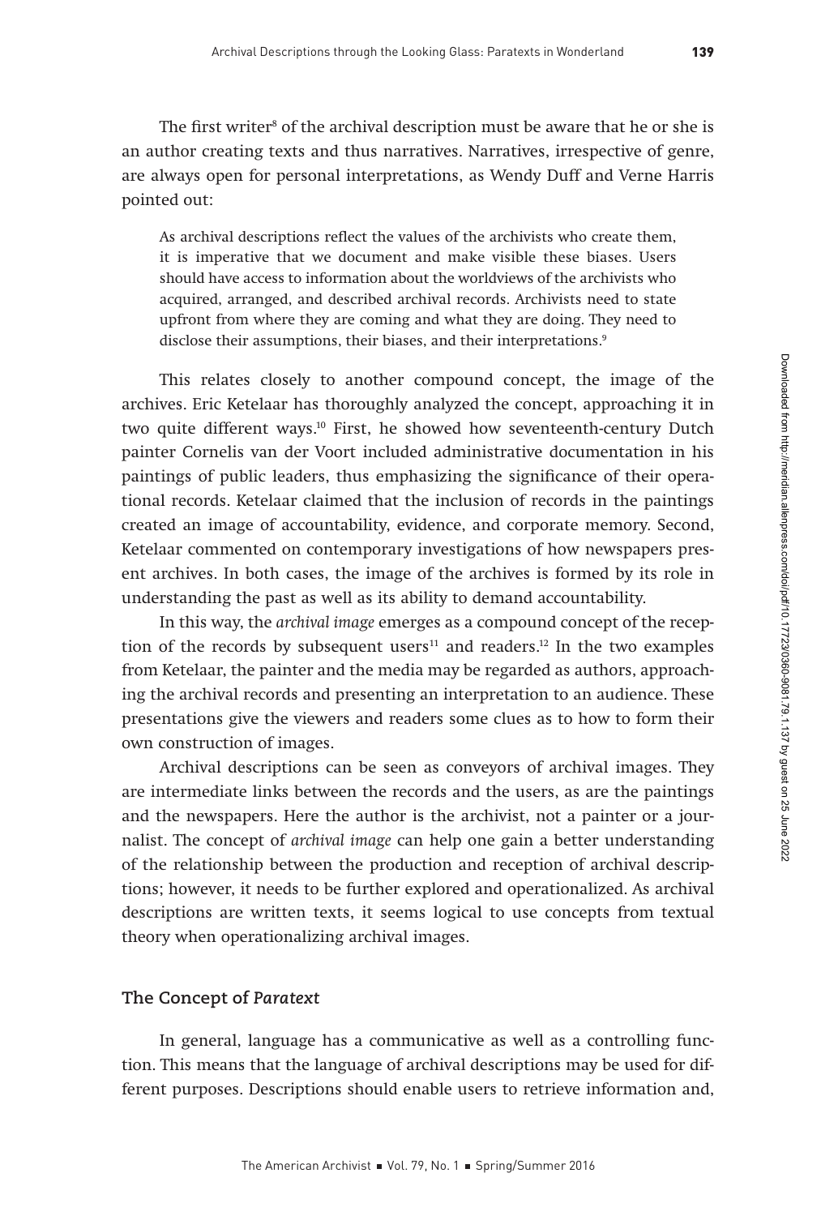The first writer[8] of the archival description must be aware that he or she is an author creating texts and thus narratives. Narratives, irrespective of genre, are always open for personal interpretations, as Wendy Duff and Verne Harris pointed out:

> As archival descriptions reflect the values of the archivists who create them, it is imperative that we document and make visible these biases. Users should have access to information about the worldviews of the archivists who acquired, arranged, and described archival records. Archivists need to state upfront from where they are coming and what they are doing. They need to disclose their assumptions, their biases, and their interpretations.[9]

This relates closely to another compound concept, the image of the archives. Eric Ketelaar has thoroughly analyzed the concept, approaching it in two quite different ways.[10] First, he showed how seventeenth-century Dutch painter Cornelis van der Voort included administrative documentation in his paintings of public leaders, thus emphasizing the significance of their operational records. Ketelaar claimed that the inclusion of records in the paintings created an image of accountability, evidence, and corporate memory. Second, Ketelaar commented on contemporary investigations of how newspapers present archives. In both cases, the image of the archives is formed by its role in understanding the past as well as its ability to demand accountability.

In this way, the *archival image* emerges as a compound concept of the reception of the records by subsequent users[11] and readers.[12] In the two examples from Ketelaar, the painter and the media may be regarded as authors, approaching the archival records and presenting an interpretation to an audience. These presentations give the viewers and readers some clues as to how to form their own construction of images.

Archival descriptions can be seen as conveyors of archival images. They are intermediate links between the records and the users, as are the paintings and the newspapers. Here the author is the archivist, not a painter or a journalist. The concept of *archival image* can help one gain a better understanding of the relationship between the production and reception of archival descriptions; however, it needs to be further explored and operationalized. As archival descriptions are written texts, it seems logical to use concepts from textual theory when operationalizing archival images.

## The Concept of *Paratext*

In general, language has a communicative as well as a controlling function. This means that the language of archival descriptions may be used for different purposes. Descriptions should enable users to retrieve information and,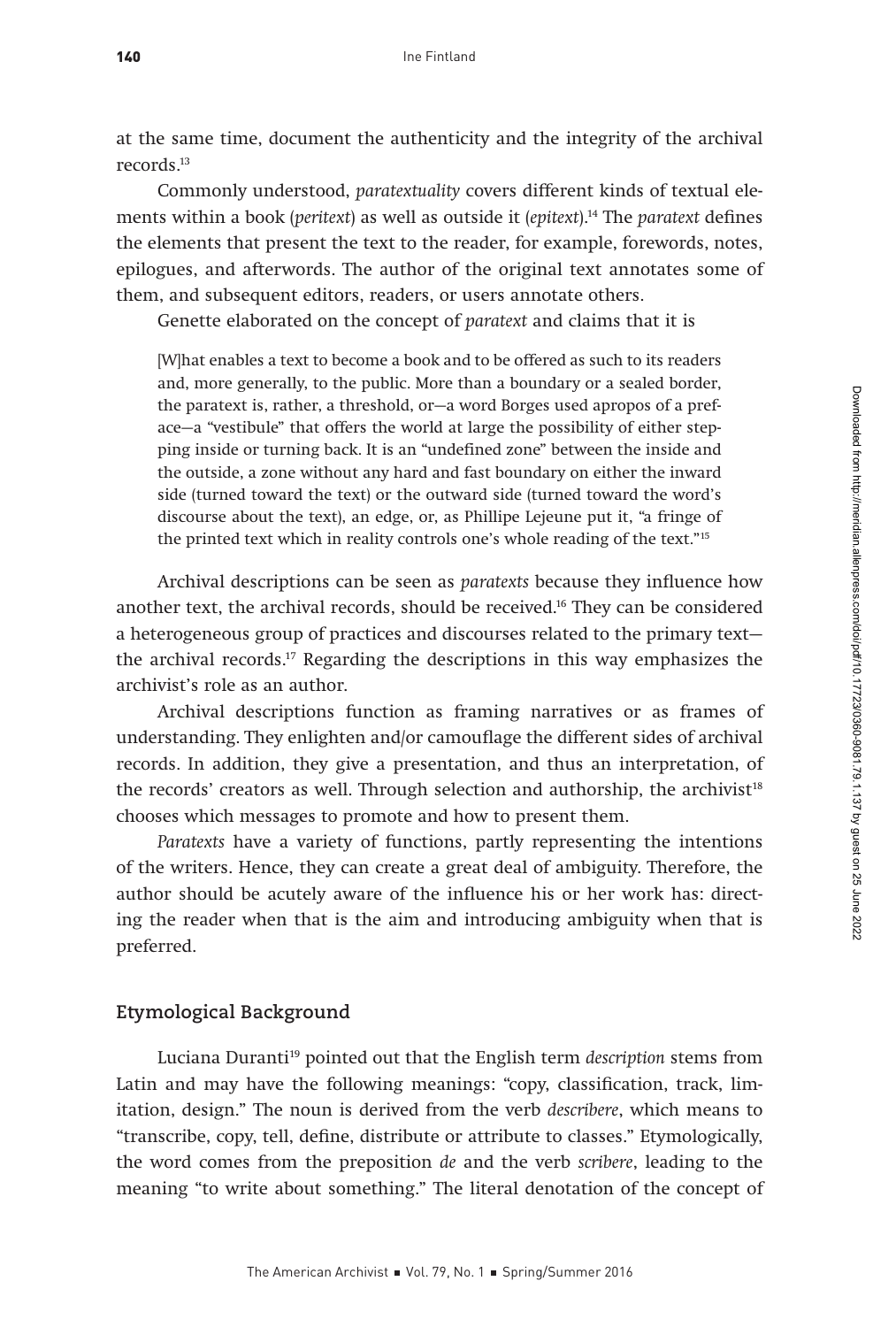at the same time, document the authenticity and the integrity of the archival records.[13]

Commonly understood, *paratextuality* covers different kinds of textual elements within a book (*peritext*) as well as outside it (*epitext*).[14] The *paratext* defines the elements that present the text to the reader, for example, forewords, notes, epilogues, and afterwords. The author of the original text annotates some of them, and subsequent editors, readers, or users annotate others.

Genette elaborated on the concept of *paratext* and claims that it is

> [W]hat enables a text to become a book and to be offered as such to its readers and, more generally, to the public. More than a boundary or a sealed border, the paratext is, rather, a threshold, or—a word Borges used apropos of a preface—a "vestibule" that offers the world at large the possibility of either stepping inside or turning back. It is an "undefined zone" between the inside and the outside, a zone without any hard and fast boundary on either the inward side (turned toward the text) or the outward side (turned toward the word's discourse about the text), an edge, or, as Phillipe Lejeune put it, "a fringe of the printed text which in reality controls one's whole reading of the text."[15]

Archival descriptions can be seen as *paratexts* because they influence how another text, the archival records, should be received.[16] They can be considered a heterogeneous group of practices and discourses related to the primary text—the archival records.[17] Regarding the descriptions in this way emphasizes the archivist's role as an author.

Archival descriptions function as framing narratives or as frames of understanding. They enlighten and/or camouflage the different sides of archival records. In addition, they give a presentation, and thus an interpretation, of the records' creators as well. Through selection and authorship, the archivist[18] chooses which messages to promote and how to present them.

*Paratexts* have a variety of functions, partly representing the intentions of the writers. Hence, they can create a great deal of ambiguity. Therefore, the author should be acutely aware of the influence his or her work has: directing the reader when that is the aim and introducing ambiguity when that is preferred.

## Etymological Background

Luciana Duranti[19] pointed out that the English term *description* stems from Latin and may have the following meanings: "copy, classification, track, limitation, design." The noun is derived from the verb *describere*, which means to "transcribe, copy, tell, define, distribute or attribute to classes." Etymologically, the word comes from the preposition *de* and the verb *scribere*, leading to the meaning "to write about something." The literal denotation of the concept of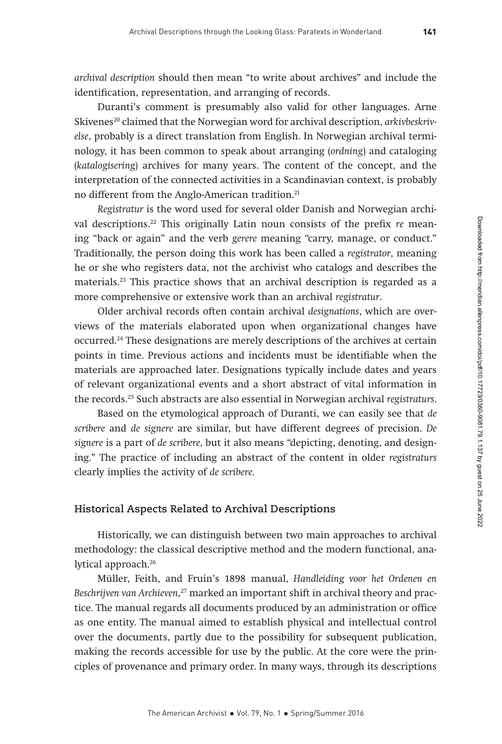*archival description* should then mean "to write about archives" and include the identification, representation, and arranging of records.

Duranti's comment is presumably also valid for other languages. Arne Skivenes[20] claimed that the Norwegian word for archival description, *arkivbeskrivelse*, probably is a direct translation from English. In Norwegian archival terminology, it has been common to speak about arranging (*ordning*) and cataloging (*katalogisering*) archives for many years. The content of the concept, and the interpretation of the connected activities in a Scandinavian context, is probably no different from the Anglo-American tradition.[21]

*Registratur* is the word used for several older Danish and Norwegian archival descriptions.[22] This originally Latin noun consists of the prefix *re* meaning "back or again" and the verb *gerere* meaning "carry, manage, or conduct." Traditionally, the person doing this work has been called a *registrator*, meaning he or she who registers data, not the archivist who catalogs and describes the materials.[23] This practice shows that an archival description is regarded as a more comprehensive or extensive work than an archival *registratur*.

Older archival records often contain archival *designations*, which are overviews of the materials elaborated upon when organizational changes have occurred.[24] These designations are merely descriptions of the archives at certain points in time. Previous actions and incidents must be identifiable when the materials are approached later. Designations typically include dates and years of relevant organizational events and a short abstract of vital information in the records.[25] Such abstracts are also essential in Norwegian archival *registraturs*.

Based on the etymological approach of Duranti, we can easily see that *de scribere* and *de signere* are similar, but have different degrees of precision. *De signere* is a part of *de scribere*, but it also means "depicting, denoting, and designing." The practice of including an abstract of the content in older *registraturs* clearly implies the activity of *de scribere.*

## Historical Aspects Related to Archival Descriptions

Historically, we can distinguish between two main approaches to archival methodology: the classical descriptive method and the modern functional, analytical approach.[26]

Müller, Feith, and Fruin's 1898 manual, *Handleiding voor het Ordenen en Beschrijven van Archieven*,[27] marked an important shift in archival theory and practice. The manual regards all documents produced by an administration or office as one entity. The manual aimed to establish physical and intellectual control over the documents, partly due to the possibility for subsequent publication, making the records accessible for use by the public. At the core were the principles of provenance and primary order. In many ways, through its descriptions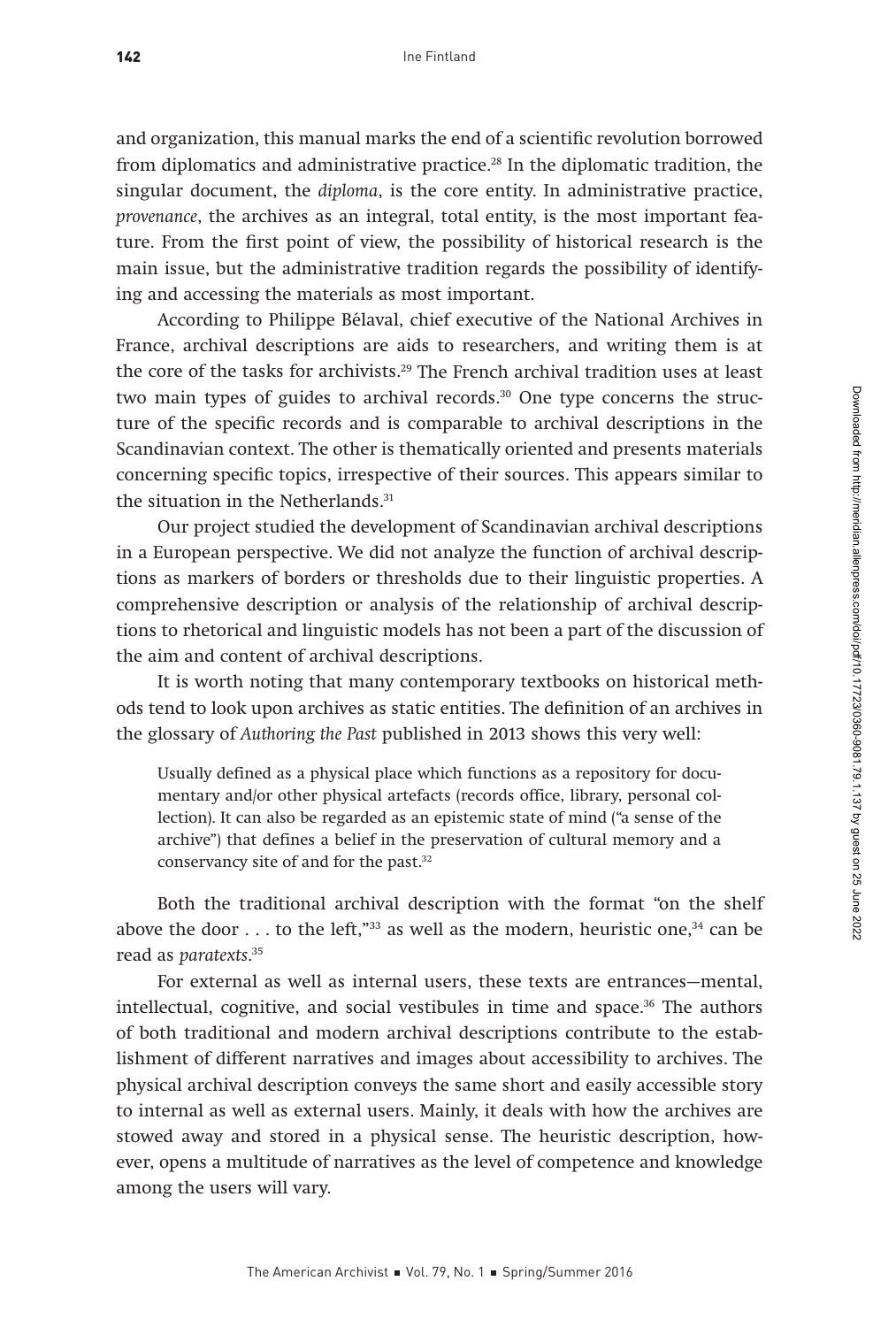and organization, this manual marks the end of a scientific revolution borrowed from diplomatics and administrative practice.[28] In the diplomatic tradition, the singular document, the *diploma*, is the core entity. In administrative practice, *provenance*, the archives as an integral, total entity, is the most important feature. From the first point of view, the possibility of historical research is the main issue, but the administrative tradition regards the possibility of identifying and accessing the materials as most important.

According to Philippe Bélaval, chief executive of the National Archives in France, archival descriptions are aids to researchers, and writing them is at the core of the tasks for archivists.[29] The French archival tradition uses at least two main types of guides to archival records.[30] One type concerns the structure of the specific records and is comparable to archival descriptions in the Scandinavian context. The other is thematically oriented and presents materials concerning specific topics, irrespective of their sources. This appears similar to the situation in the Netherlands.[31]

Our project studied the development of Scandinavian archival descriptions in a European perspective. We did not analyze the function of archival descriptions as markers of borders or thresholds due to their linguistic properties. A comprehensive description or analysis of the relationship of archival descriptions to rhetorical and linguistic models has not been a part of the discussion of the aim and content of archival descriptions.

It is worth noting that many contemporary textbooks on historical methods tend to look upon archives as static entities. The definition of an archives in the glossary of *Authoring the Past* published in 2013 shows this very well:

> Usually defined as a physical place which functions as a repository for documentary and/or other physical artefacts (records office, library, personal collection). It can also be regarded as an epistemic state of mind ("a sense of the archive") that defines a belief in the preservation of cultural memory and a conservancy site of and for the past.[32]

Both the traditional archival description with the format "on the shelf above the door . . . to the left,"[33] as well as the modern, heuristic one,[34] can be read as *paratexts*.[35]

For external as well as internal users, these texts are entrances—mental, intellectual, cognitive, and social vestibules in time and space.[36] The authors of both traditional and modern archival descriptions contribute to the establishment of different narratives and images about accessibility to archives. The physical archival description conveys the same short and easily accessible story to internal as well as external users. Mainly, it deals with how the archives are stowed away and stored in a physical sense. The heuristic description, however, opens a multitude of narratives as the level of competence and knowledge among the users will vary.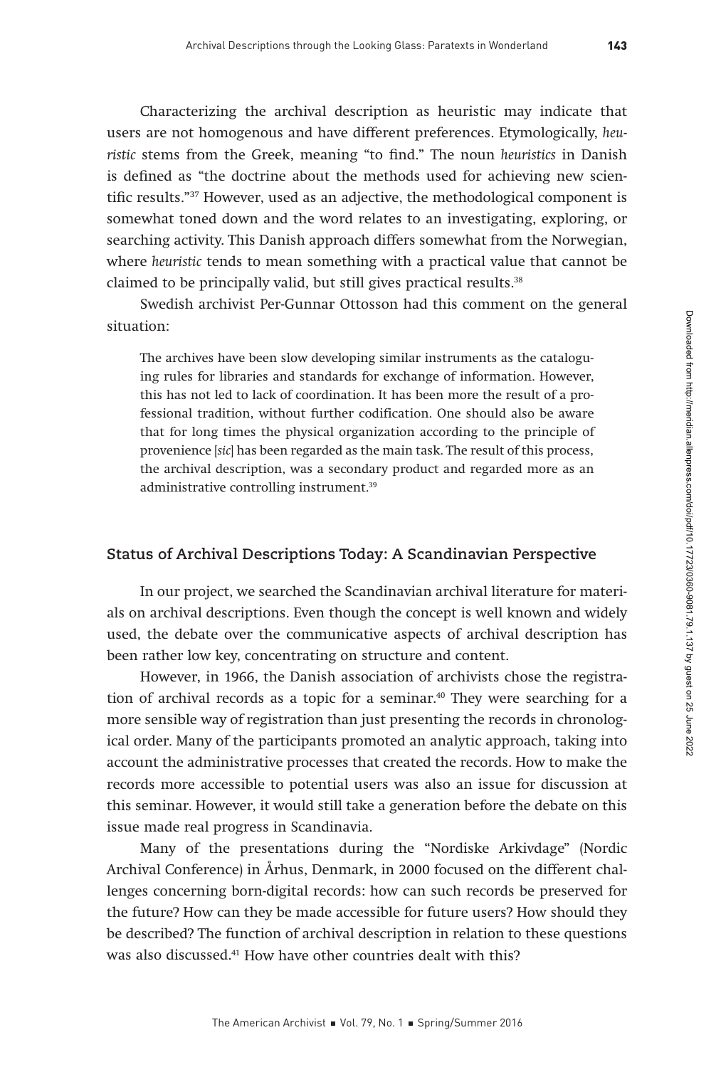Characterizing the archival description as heuristic may indicate that users are not homogenous and have different preferences. Etymologically, *heuristic* stems from the Greek, meaning "to find." The noun *heuristics* in Danish is defined as "the doctrine about the methods used for achieving new scientific results."[37] However, used as an adjective, the methodological component is somewhat toned down and the word relates to an investigating, exploring, or searching activity. This Danish approach differs somewhat from the Norwegian, where *heuristic* tends to mean something with a practical value that cannot be claimed to be principally valid, but still gives practical results.[38]

Swedish archivist Per-Gunnar Ottosson had this comment on the general situation:

> The archives have been slow developing similar instruments as the cataloguing rules for libraries and standards for exchange of information. However, this has not led to lack of coordination. It has been more the result of a professional tradition, without further codification. One should also be aware that for long times the physical organization according to the principle of provenience [*sic*] has been regarded as the main task. The result of this process, the archival description, was a secondary product and regarded more as an administrative controlling instrument.[39]

## Status of Archival Descriptions Today: A Scandinavian Perspective

In our project, we searched the Scandinavian archival literature for materials on archival descriptions. Even though the concept is well known and widely used, the debate over the communicative aspects of archival description has been rather low key, concentrating on structure and content.

However, in 1966, the Danish association of archivists chose the registration of archival records as a topic for a seminar.[40] They were searching for a more sensible way of registration than just presenting the records in chronological order. Many of the participants promoted an analytic approach, taking into account the administrative processes that created the records. How to make the records more accessible to potential users was also an issue for discussion at this seminar. However, it would still take a generation before the debate on this issue made real progress in Scandinavia.

Many of the presentations during the "Nordiske Arkivdage" (Nordic Archival Conference) in Århus, Denmark, in 2000 focused on the different challenges concerning born-digital records: how can such records be preserved for the future? How can they be made accessible for future users? How should they be described? The function of archival description in relation to these questions was also discussed.[41] How have other countries dealt with this?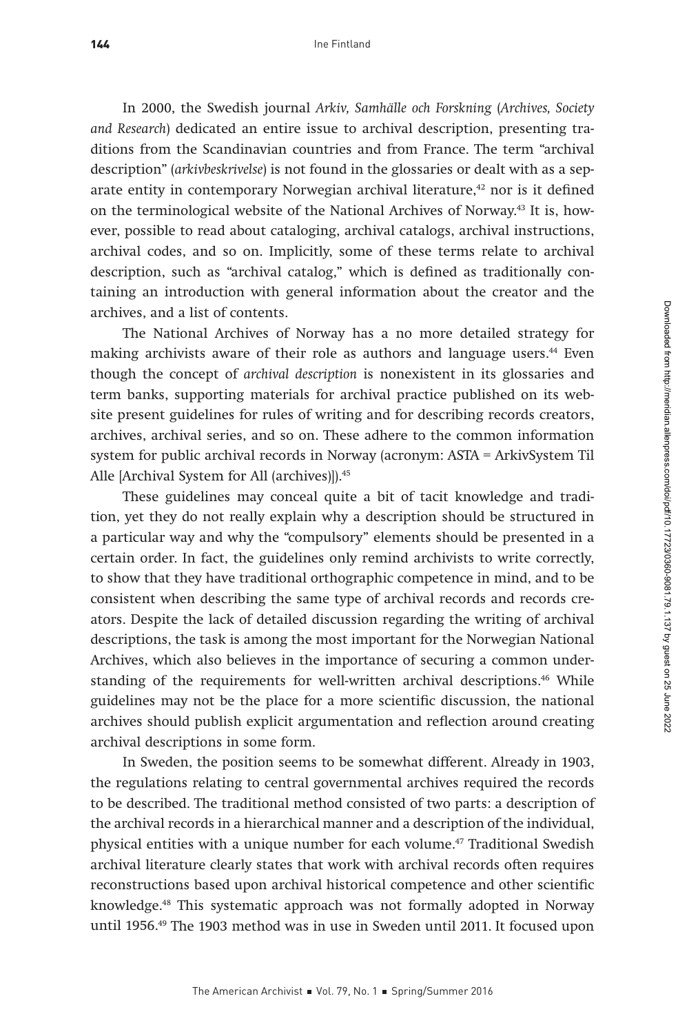In 2000, the Swedish journal *Arkiv, Samhälle och Forskning* (*Archives, Society and Research*) dedicated an entire issue to archival description, presenting traditions from the Scandinavian countries and from France. The term "archival description" (*arkivbeskrivelse*) is not found in the glossaries or dealt with as a separate entity in contemporary Norwegian archival literature,[42] nor is it defined on the terminological website of the National Archives of Norway.[43] It is, however, possible to read about cataloging, archival catalogs, archival instructions, archival codes, and so on. Implicitly, some of these terms relate to archival description, such as "archival catalog," which is defined as traditionally containing an introduction with general information about the creator and the archives, and a list of contents.

The National Archives of Norway has a no more detailed strategy for making archivists aware of their role as authors and language users.[44] Even though the concept of *archival description* is nonexistent in its glossaries and term banks, supporting materials for archival practice published on its website present guidelines for rules of writing and for describing records creators, archives, archival series, and so on. These adhere to the common information system for public archival records in Norway (acronym: ASTA = ArkivSystem Til Alle [Archival System for All (archives)]).[45]

These guidelines may conceal quite a bit of tacit knowledge and tradition, yet they do not really explain why a description should be structured in a particular way and why the "compulsory" elements should be presented in a certain order. In fact, the guidelines only remind archivists to write correctly, to show that they have traditional orthographic competence in mind, and to be consistent when describing the same type of archival records and records creators. Despite the lack of detailed discussion regarding the writing of archival descriptions, the task is among the most important for the Norwegian National Archives, which also believes in the importance of securing a common understanding of the requirements for well-written archival descriptions.[46] While guidelines may not be the place for a more scientific discussion, the national archives should publish explicit argumentation and reflection around creating archival descriptions in some form.

In Sweden, the position seems to be somewhat different. Already in 1903, the regulations relating to central governmental archives required the records to be described. The traditional method consisted of two parts: a description of the archival records in a hierarchical manner and a description of the individual, physical entities with a unique number for each volume.[47] Traditional Swedish archival literature clearly states that work with archival records often requires reconstructions based upon archival historical competence and other scientific knowledge.[48] This systematic approach was not formally adopted in Norway until 1956.[49] The 1903 method was in use in Sweden until 2011. It focused upon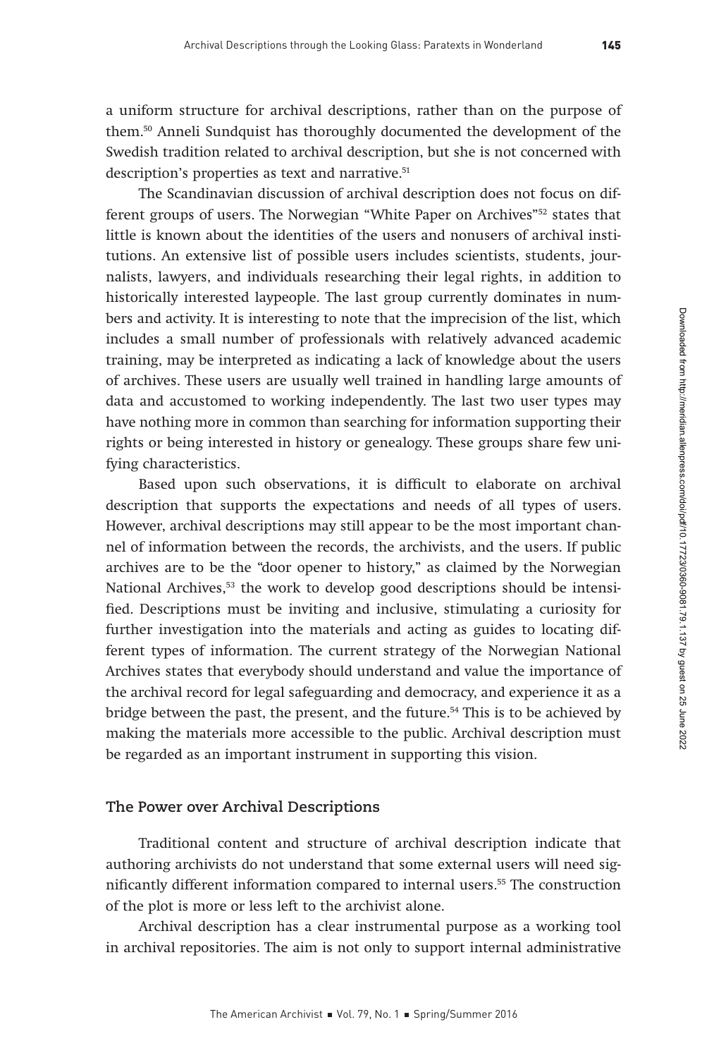a uniform structure for archival descriptions, rather than on the purpose of them.[50] Anneli Sundquist has thoroughly documented the development of the Swedish tradition related to archival description, but she is not concerned with description's properties as text and narrative.[51]

The Scandinavian discussion of archival description does not focus on different groups of users. The Norwegian "White Paper on Archives"[52] states that little is known about the identities of the users and nonusers of archival institutions. An extensive list of possible users includes scientists, students, journalists, lawyers, and individuals researching their legal rights, in addition to historically interested laypeople. The last group currently dominates in numbers and activity. It is interesting to note that the imprecision of the list, which includes a small number of professionals with relatively advanced academic training, may be interpreted as indicating a lack of knowledge about the users of archives. These users are usually well trained in handling large amounts of data and accustomed to working independently. The last two user types may have nothing more in common than searching for information supporting their rights or being interested in history or genealogy. These groups share few unifying characteristics.

Based upon such observations, it is difficult to elaborate on archival description that supports the expectations and needs of all types of users. However, archival descriptions may still appear to be the most important channel of information between the records, the archivists, and the users. If public archives are to be the "door opener to history," as claimed by the Norwegian National Archives,[53] the work to develop good descriptions should be intensified. Descriptions must be inviting and inclusive, stimulating a curiosity for further investigation into the materials and acting as guides to locating different types of information. The current strategy of the Norwegian National Archives states that everybody should understand and value the importance of the archival record for legal safeguarding and democracy, and experience it as a bridge between the past, the present, and the future.[54] This is to be achieved by making the materials more accessible to the public. Archival description must be regarded as an important instrument in supporting this vision.

## The Power over Archival Descriptions

Traditional content and structure of archival description indicate that authoring archivists do not understand that some external users will need significantly different information compared to internal users.[55] The construction of the plot is more or less left to the archivist alone.

Archival description has a clear instrumental purpose as a working tool in archival repositories. The aim is not only to support internal administrative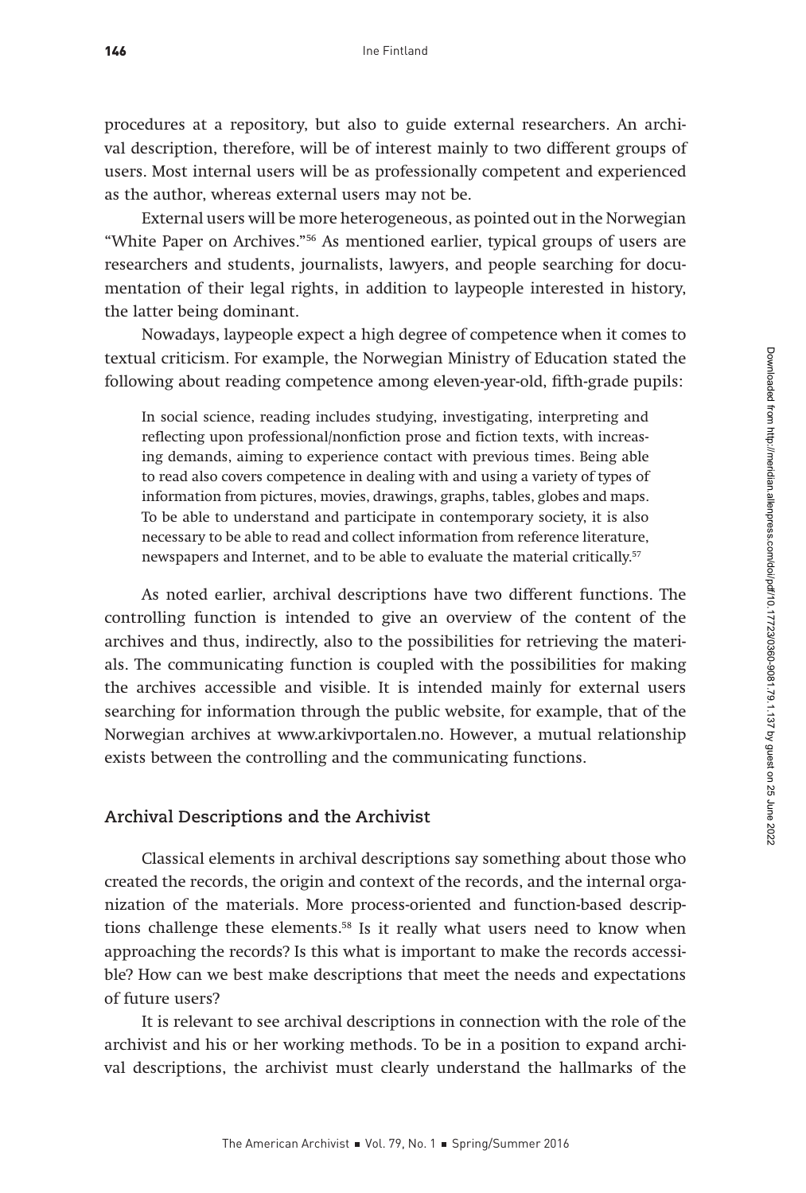procedures at a repository, but also to guide external researchers. An archival description, therefore, will be of interest mainly to two different groups of users. Most internal users will be as professionally competent and experienced as the author, whereas external users may not be.

External users will be more heterogeneous, as pointed out in the Norwegian "White Paper on Archives."[56] As mentioned earlier, typical groups of users are researchers and students, journalists, lawyers, and people searching for documentation of their legal rights, in addition to laypeople interested in history, the latter being dominant.

Nowadays, laypeople expect a high degree of competence when it comes to textual criticism. For example, the Norwegian Ministry of Education stated the following about reading competence among eleven-year-old, fifth-grade pupils:

> In social science, reading includes studying, investigating, interpreting and reflecting upon professional/nonfiction prose and fiction texts, with increasing demands, aiming to experience contact with previous times. Being able to read also covers competence in dealing with and using a variety of types of information from pictures, movies, drawings, graphs, tables, globes and maps. To be able to understand and participate in contemporary society, it is also necessary to be able to read and collect information from reference literature, newspapers and Internet, and to be able to evaluate the material critically.[57]

As noted earlier, archival descriptions have two different functions. The controlling function is intended to give an overview of the content of the archives and thus, indirectly, also to the possibilities for retrieving the materials. The communicating function is coupled with the possibilities for making the archives accessible and visible. It is intended mainly for external users searching for information through the public website, for example, that of the Norwegian archives at www.arkivportalen.no. However, a mutual relationship exists between the controlling and the communicating functions.

## Archival Descriptions and the Archivist

Classical elements in archival descriptions say something about those who created the records, the origin and context of the records, and the internal organization of the materials. More process-oriented and function-based descriptions challenge these elements.[58] Is it really what users need to know when approaching the records? Is this what is important to make the records accessible? How can we best make descriptions that meet the needs and expectations of future users?

It is relevant to see archival descriptions in connection with the role of the archivist and his or her working methods. To be in a position to expand archival descriptions, the archivist must clearly understand the hallmarks of the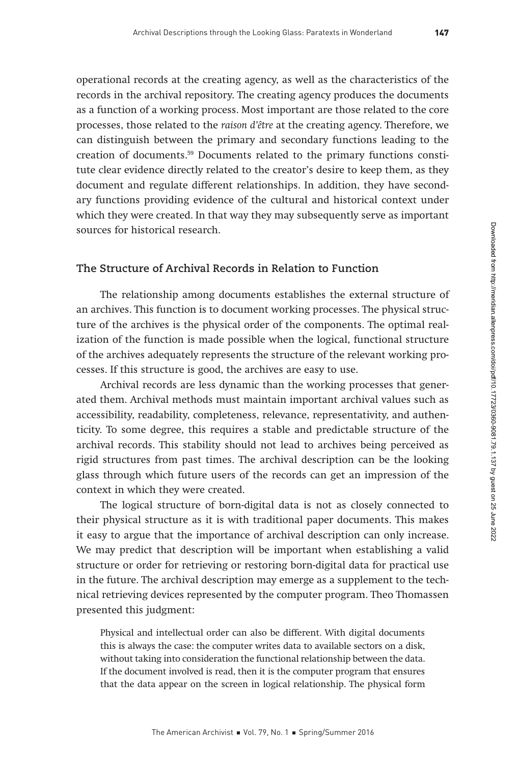operational records at the creating agency, as well as the characteristics of the records in the archival repository. The creating agency produces the documents as a function of a working process. Most important are those related to the core processes, those related to the *raison d'être* at the creating agency. Therefore, we can distinguish between the primary and secondary functions leading to the creation of documents.[59] Documents related to the primary functions constitute clear evidence directly related to the creator's desire to keep them, as they document and regulate different relationships. In addition, they have secondary functions providing evidence of the cultural and historical context under which they were created. In that way they may subsequently serve as important sources for historical research.

## The Structure of Archival Records in Relation to Function

The relationship among documents establishes the external structure of an archives. This function is to document working processes. The physical structure of the archives is the physical order of the components. The optimal realization of the function is made possible when the logical, functional structure of the archives adequately represents the structure of the relevant working processes. If this structure is good, the archives are easy to use.

Archival records are less dynamic than the working processes that generated them. Archival methods must maintain important archival values such as accessibility, readability, completeness, relevance, representativity, and authenticity. To some degree, this requires a stable and predictable structure of the archival records. This stability should not lead to archives being perceived as rigid structures from past times. The archival description can be the looking glass through which future users of the records can get an impression of the context in which they were created.

The logical structure of born-digital data is not as closely connected to their physical structure as it is with traditional paper documents. This makes it easy to argue that the importance of archival description can only increase. We may predict that description will be important when establishing a valid structure or order for retrieving or restoring born-digital data for practical use in the future. The archival description may emerge as a supplement to the technical retrieving devices represented by the computer program. Theo Thomassen presented this judgment:

> Physical and intellectual order can also be different. With digital documents this is always the case: the computer writes data to available sectors on a disk, without taking into consideration the functional relationship between the data. If the document involved is read, then it is the computer program that ensures that the data appear on the screen in logical relationship. The physical form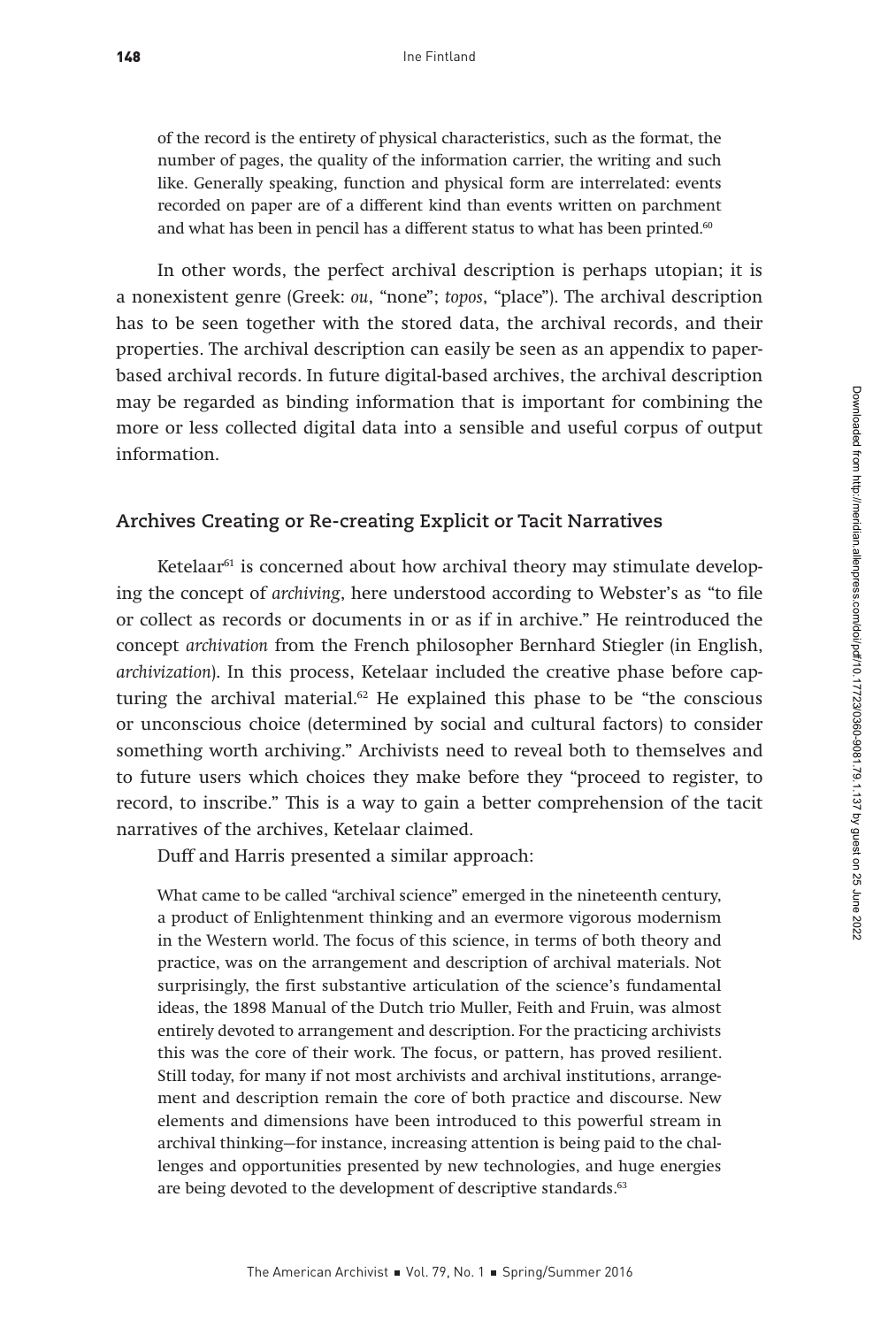> of the record is the entirety of physical characteristics, such as the format, the number of pages, the quality of the information carrier, the writing and such like. Generally speaking, function and physical form are interrelated: events recorded on paper are of a different kind than events written on parchment and what has been in pencil has a different status to what has been printed.[60]

In other words, the perfect archival description is perhaps utopian; it is a nonexistent genre (Greek: *ou*, "none"; *topos*, "place"). The archival description has to be seen together with the stored data, the archival records, and their properties. The archival description can easily be seen as an appendix to paper-based archival records. In future digital-based archives, the archival description may be regarded as binding information that is important for combining the more or less collected digital data into a sensible and useful corpus of output information.

## Archives Creating or Re-creating Explicit or Tacit Narratives

Ketelaar[61] is concerned about how archival theory may stimulate developing the concept of *archiving*, here understood according to Webster's as "to file or collect as records or documents in or as if in archive." He reintroduced the concept *archivation* from the French philosopher Bernhard Stiegler (in English, *archivization*). In this process, Ketelaar included the creative phase before capturing the archival material.[62] He explained this phase to be "the conscious or unconscious choice (determined by social and cultural factors) to consider something worth archiving." Archivists need to reveal both to themselves and to future users which choices they make before they "proceed to register, to record, to inscribe." This is a way to gain a better comprehension of the tacit narratives of the archives, Ketelaar claimed.

Duff and Harris presented a similar approach:

> What came to be called "archival science" emerged in the nineteenth century, a product of Enlightenment thinking and an evermore vigorous modernism in the Western world. The focus of this science, in terms of both theory and practice, was on the arrangement and description of archival materials. Not surprisingly, the first substantive articulation of the science's fundamental ideas, the 1898 Manual of the Dutch trio Muller, Feith and Fruin, was almost entirely devoted to arrangement and description. For the practicing archivists this was the core of their work. The focus, or pattern, has proved resilient. Still today, for many if not most archivists and archival institutions, arrangement and description remain the core of both practice and discourse. New elements and dimensions have been introduced to this powerful stream in archival thinking—for instance, increasing attention is being paid to the challenges and opportunities presented by new technologies, and huge energies are being devoted to the development of descriptive standards.[63]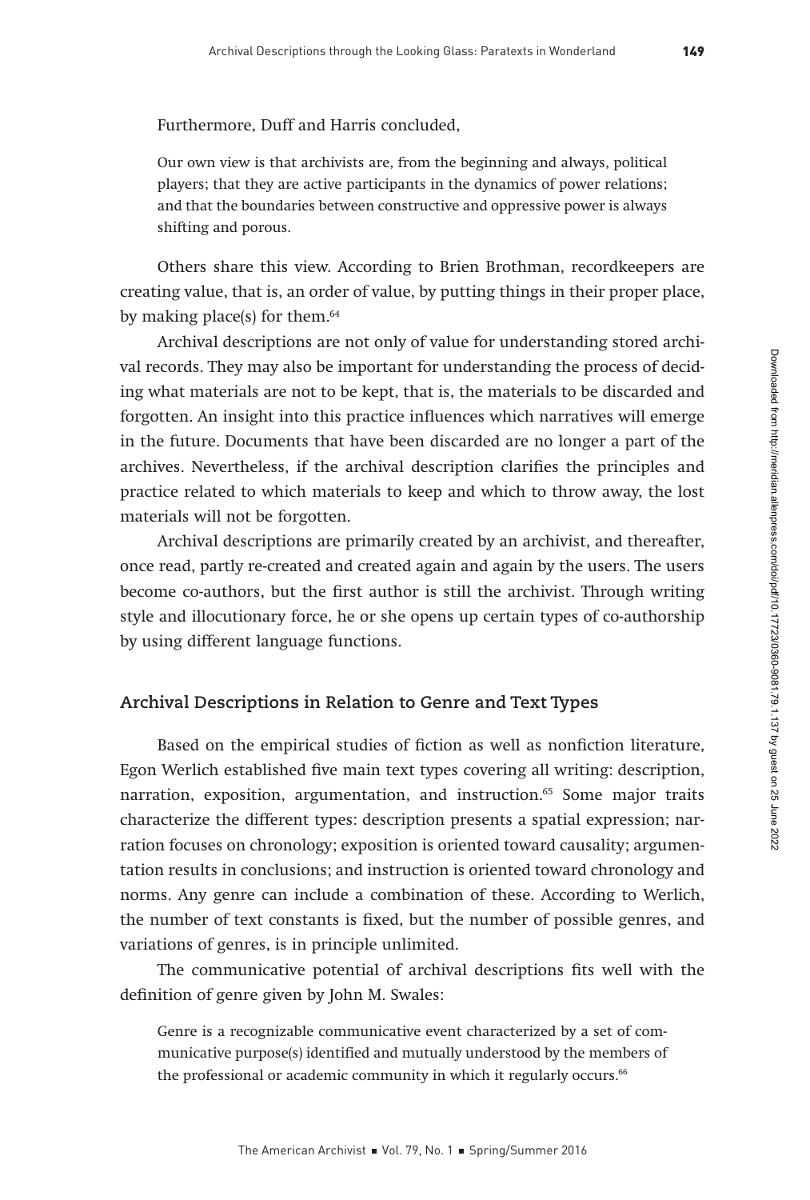Furthermore, Duff and Harris concluded,

> Our own view is that archivists are, from the beginning and always, political players; that they are active participants in the dynamics of power relations; and that the boundaries between constructive and oppressive power is always shifting and porous.

Others share this view. According to Brien Brothman, recordkeepers are creating value, that is, an order of value, by putting things in their proper place, by making place(s) for them.[64]

Archival descriptions are not only of value for understanding stored archival records. They may also be important for understanding the process of deciding what materials are not to be kept, that is, the materials to be discarded and forgotten. An insight into this practice influences which narratives will emerge in the future. Documents that have been discarded are no longer a part of the archives. Nevertheless, if the archival description clarifies the principles and practice related to which materials to keep and which to throw away, the lost materials will not be forgotten.

Archival descriptions are primarily created by an archivist, and thereafter, once read, partly re-created and created again and again by the users. The users become co-authors, but the first author is still the archivist. Through writing style and illocutionary force, he or she opens up certain types of co-authorship by using different language functions.

## Archival Descriptions in Relation to Genre and Text Types

Based on the empirical studies of fiction as well as nonfiction literature, Egon Werlich established five main text types covering all writing: description, narration, exposition, argumentation, and instruction.[65] Some major traits characterize the different types: description presents a spatial expression; narration focuses on chronology; exposition is oriented toward causality; argumentation results in conclusions; and instruction is oriented toward chronology and norms. Any genre can include a combination of these. According to Werlich, the number of text constants is fixed, but the number of possible genres, and variations of genres, is in principle unlimited.

The communicative potential of archival descriptions fits well with the definition of genre given by John M. Swales:

> Genre is a recognizable communicative event characterized by a set of communicative purpose(s) identified and mutually understood by the members of the professional or academic community in which it regularly occurs.[66]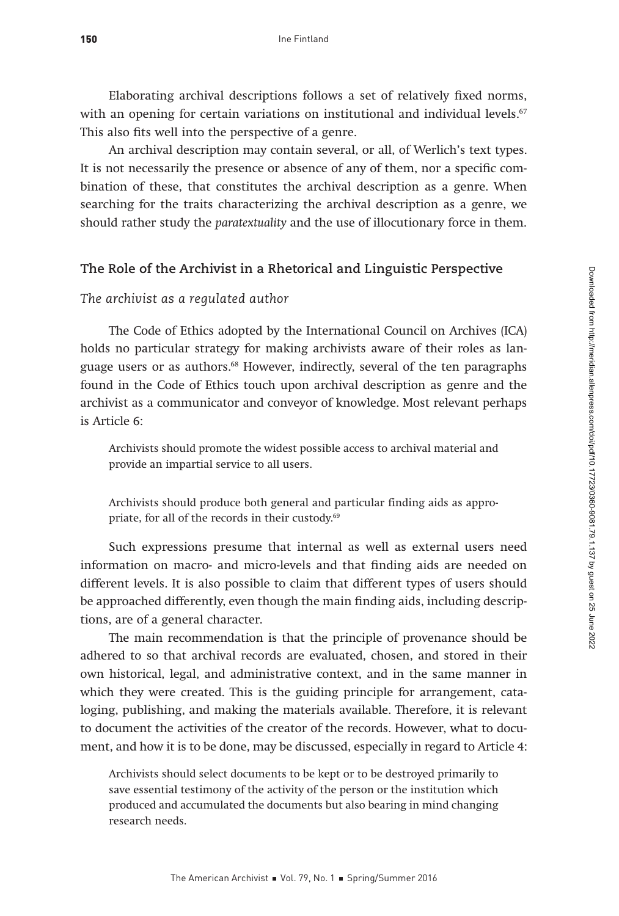Elaborating archival descriptions follows a set of relatively fixed norms, with an opening for certain variations on institutional and individual levels.[67] This also fits well into the perspective of a genre.

An archival description may contain several, or all, of Werlich's text types. It is not necessarily the presence or absence of any of them, nor a specific combination of these, that constitutes the archival description as a genre. When searching for the traits characterizing the archival description as a genre, we should rather study the *paratextuality* and the use of illocutionary force in them.

## The Role of the Archivist in a Rhetorical and Linguistic Perspective

### *The archivist as a regulated author*

The Code of Ethics adopted by the International Council on Archives (ICA) holds no particular strategy for making archivists aware of their roles as language users or as authors.[68] However, indirectly, several of the ten paragraphs found in the Code of Ethics touch upon archival description as genre and the archivist as a communicator and conveyor of knowledge. Most relevant perhaps is Article 6:

> Archivists should promote the widest possible access to archival material and provide an impartial service to all users.
>
> Archivists should produce both general and particular finding aids as appropriate, for all of the records in their custody.[69]

Such expressions presume that internal as well as external users need information on macro- and micro-levels and that finding aids are needed on different levels. It is also possible to claim that different types of users should be approached differently, even though the main finding aids, including descriptions, are of a general character.

The main recommendation is that the principle of provenance should be adhered to so that archival records are evaluated, chosen, and stored in their own historical, legal, and administrative context, and in the same manner in which they were created. This is the guiding principle for arrangement, cataloging, publishing, and making the materials available. Therefore, it is relevant to document the activities of the creator of the records. However, what to document, and how it is to be done, may be discussed, especially in regard to Article 4:

> Archivists should select documents to be kept or to be destroyed primarily to save essential testimony of the activity of the person or the institution which produced and accumulated the documents but also bearing in mind changing research needs.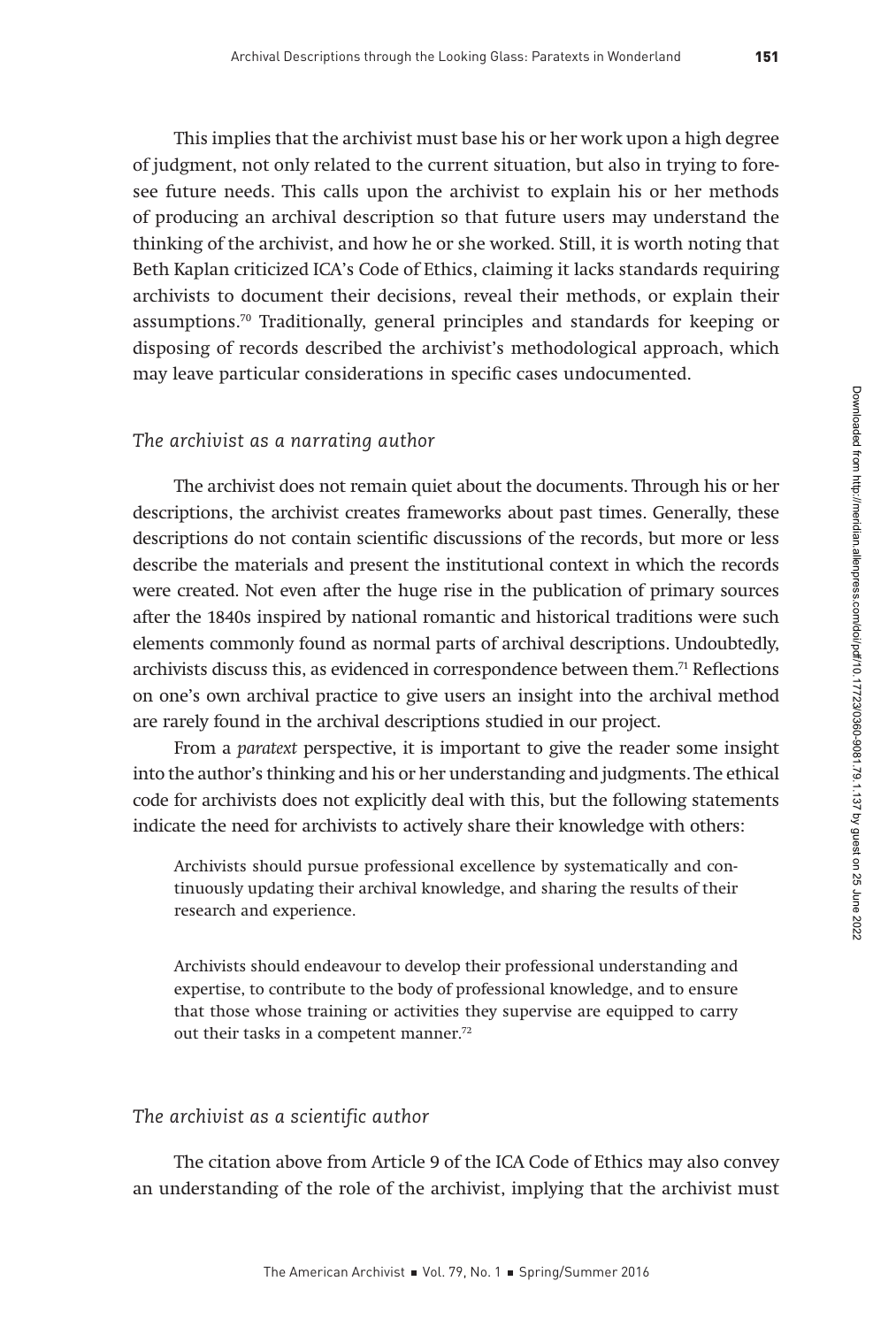This implies that the archivist must base his or her work upon a high degree of judgment, not only related to the current situation, but also in trying to foresee future needs. This calls upon the archivist to explain his or her methods of producing an archival description so that future users may understand the thinking of the archivist, and how he or she worked. Still, it is worth noting that Beth Kaplan criticized ICA's Code of Ethics, claiming it lacks standards requiring archivists to document their decisions, reveal their methods, or explain their assumptions.[70] Traditionally, general principles and standards for keeping or disposing of records described the archivist's methodological approach, which may leave particular considerations in specific cases undocumented.

### *The archivist as a narrating author*

The archivist does not remain quiet about the documents. Through his or her descriptions, the archivist creates frameworks about past times. Generally, these descriptions do not contain scientific discussions of the records, but more or less describe the materials and present the institutional context in which the records were created. Not even after the huge rise in the publication of primary sources after the 1840s inspired by national romantic and historical traditions were such elements commonly found as normal parts of archival descriptions. Undoubtedly, archivists discuss this, as evidenced in correspondence between them.[71] Reflections on one's own archival practice to give users an insight into the archival method are rarely found in the archival descriptions studied in our project.

From a *paratext* perspective, it is important to give the reader some insight into the author's thinking and his or her understanding and judgments. The ethical code for archivists does not explicitly deal with this, but the following statements indicate the need for archivists to actively share their knowledge with others:

> Archivists should pursue professional excellence by systematically and continuously updating their archival knowledge, and sharing the results of their research and experience.
>
> Archivists should endeavour to develop their professional understanding and expertise, to contribute to the body of professional knowledge, and to ensure that those whose training or activities they supervise are equipped to carry out their tasks in a competent manner.[72]

### *The archivist as a scientific author*

The citation above from Article 9 of the ICA Code of Ethics may also convey an understanding of the role of the archivist, implying that the archivist must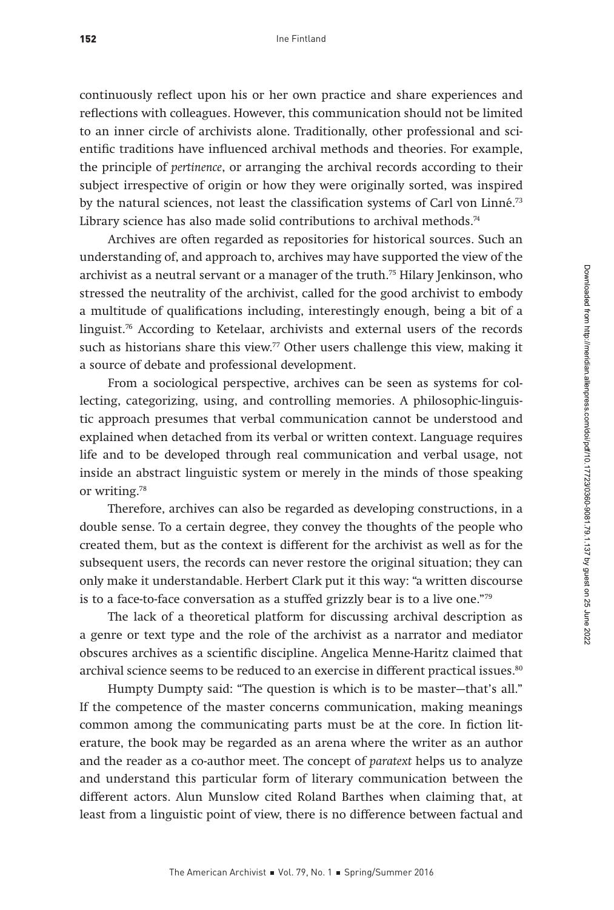continuously reflect upon his or her own practice and share experiences and reflections with colleagues. However, this communication should not be limited to an inner circle of archivists alone. Traditionally, other professional and scientific traditions have influenced archival methods and theories. For example, the principle of *pertinence*, or arranging the archival records according to their subject irrespective of origin or how they were originally sorted, was inspired by the natural sciences, not least the classification systems of Carl von Linné.[73] Library science has also made solid contributions to archival methods.[74]

Archives are often regarded as repositories for historical sources. Such an understanding of, and approach to, archives may have supported the view of the archivist as a neutral servant or a manager of the truth.[75] Hilary Jenkinson, who stressed the neutrality of the archivist, called for the good archivist to embody a multitude of qualifications including, interestingly enough, being a bit of a linguist.[76] According to Ketelaar, archivists and external users of the records such as historians share this view.[77] Other users challenge this view, making it a source of debate and professional development.

From a sociological perspective, archives can be seen as systems for collecting, categorizing, using, and controlling memories. A philosophic-linguistic approach presumes that verbal communication cannot be understood and explained when detached from its verbal or written context. Language requires life and to be developed through real communication and verbal usage, not inside an abstract linguistic system or merely in the minds of those speaking or writing.[78]

Therefore, archives can also be regarded as developing constructions, in a double sense. To a certain degree, they convey the thoughts of the people who created them, but as the context is different for the archivist as well as for the subsequent users, the records can never restore the original situation; they can only make it understandable. Herbert Clark put it this way: "a written discourse is to a face-to-face conversation as a stuffed grizzly bear is to a live one."[79]

The lack of a theoretical platform for discussing archival description as a genre or text type and the role of the archivist as a narrator and mediator obscures archives as a scientific discipline. Angelica Menne-Haritz claimed that archival science seems to be reduced to an exercise in different practical issues.[80]

Humpty Dumpty said: "The question is which is to be master—that's all." If the competence of the master concerns communication, making meanings common among the communicating parts must be at the core. In fiction literature, the book may be regarded as an arena where the writer as an author and the reader as a co-author meet. The concept of *paratext* helps us to analyze and understand this particular form of literary communication between the different actors. Alun Munslow cited Roland Barthes when claiming that, at least from a linguistic point of view, there is no difference between factual and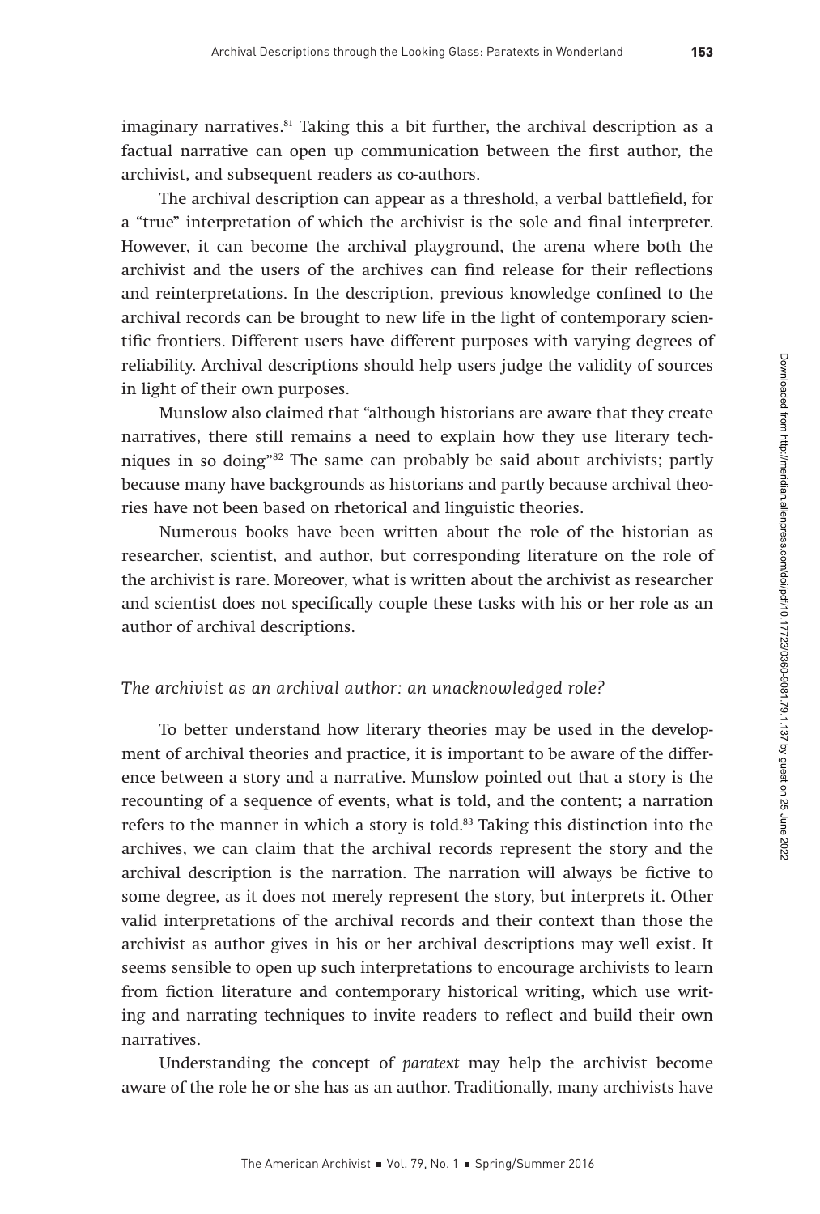imaginary narratives.[81] Taking this a bit further, the archival description as a factual narrative can open up communication between the first author, the archivist, and subsequent readers as co-authors.

The archival description can appear as a threshold, a verbal battlefield, for a "true" interpretation of which the archivist is the sole and final interpreter. However, it can become the archival playground, the arena where both the archivist and the users of the archives can find release for their reflections and reinterpretations. In the description, previous knowledge confined to the archival records can be brought to new life in the light of contemporary scientific frontiers. Different users have different purposes with varying degrees of reliability. Archival descriptions should help users judge the validity of sources in light of their own purposes.

Munslow also claimed that "although historians are aware that they create narratives, there still remains a need to explain how they use literary techniques in so doing"[82] The same can probably be said about archivists; partly because many have backgrounds as historians and partly because archival theories have not been based on rhetorical and linguistic theories.

Numerous books have been written about the role of the historian as researcher, scientist, and author, but corresponding literature on the role of the archivist is rare. Moreover, what is written about the archivist as researcher and scientist does not specifically couple these tasks with his or her role as an author of archival descriptions.

### *The archivist as an archival author: an unacknowledged role?*

To better understand how literary theories may be used in the development of archival theories and practice, it is important to be aware of the difference between a story and a narrative. Munslow pointed out that a story is the recounting of a sequence of events, what is told, and the content; a narration refers to the manner in which a story is told.[83] Taking this distinction into the archives, we can claim that the archival records represent the story and the archival description is the narration. The narration will always be fictive to some degree, as it does not merely represent the story, but interprets it. Other valid interpretations of the archival records and their context than those the archivist as author gives in his or her archival descriptions may well exist. It seems sensible to open up such interpretations to encourage archivists to learn from fiction literature and contemporary historical writing, which use writing and narrating techniques to invite readers to reflect and build their own narratives.

Understanding the concept of *paratext* may help the archivist become aware of the role he or she has as an author. Traditionally, many archivists have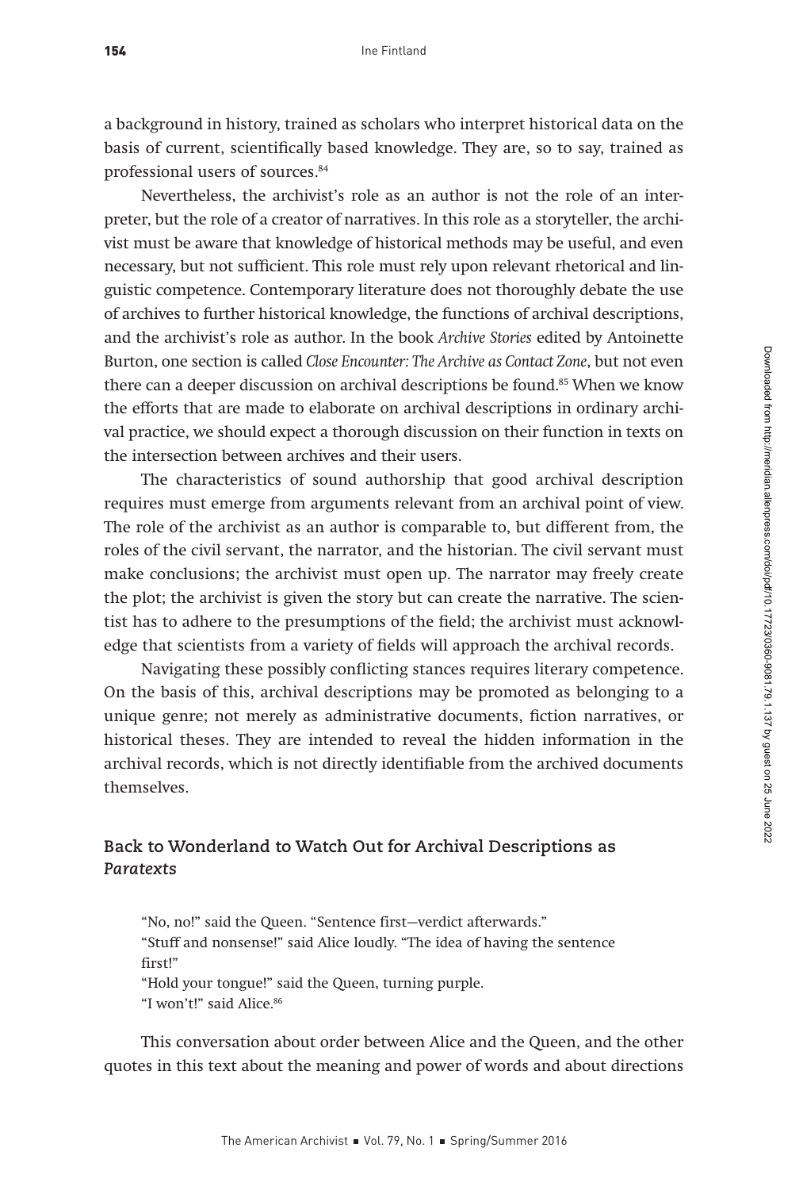a background in history, trained as scholars who interpret historical data on the basis of current, scientifically based knowledge. They are, so to say, trained as professional users of sources.[84]

Nevertheless, the archivist's role as an author is not the role of an interpreter, but the role of a creator of narratives. In this role as a storyteller, the archivist must be aware that knowledge of historical methods may be useful, and even necessary, but not sufficient. This role must rely upon relevant rhetorical and linguistic competence. Contemporary literature does not thoroughly debate the use of archives to further historical knowledge, the functions of archival descriptions, and the archivist's role as author. In the book *Archive Stories* edited by Antoinette Burton, one section is called *Close Encounter: The Archive as Contact Zone*, but not even there can a deeper discussion on archival descriptions be found.[85] When we know the efforts that are made to elaborate on archival descriptions in ordinary archival practice, we should expect a thorough discussion on their function in texts on the intersection between archives and their users.

The characteristics of sound authorship that good archival description requires must emerge from arguments relevant from an archival point of view. The role of the archivist as an author is comparable to, but different from, the roles of the civil servant, the narrator, and the historian. The civil servant must make conclusions; the archivist must open up. The narrator may freely create the plot; the archivist is given the story but can create the narrative. The scientist has to adhere to the presumptions of the field; the archivist must acknowledge that scientists from a variety of fields will approach the archival records.

Navigating these possibly conflicting stances requires literary competence. On the basis of this, archival descriptions may be promoted as belonging to a unique genre; not merely as administrative documents, fiction narratives, or historical theses. They are intended to reveal the hidden information in the archival records, which is not directly identifiable from the archived documents themselves.

## Back to Wonderland to Watch Out for Archival Descriptions as *Paratexts*

> "No, no!" said the Queen. "Sentence first—verdict afterwards."
> "Stuff and nonsense!" said Alice loudly. "The idea of having the sentence first!"
> "Hold your tongue!" said the Queen, turning purple.
> "I won't!" said Alice.[86]

This conversation about order between Alice and the Queen, and the other quotes in this text about the meaning and power of words and about directions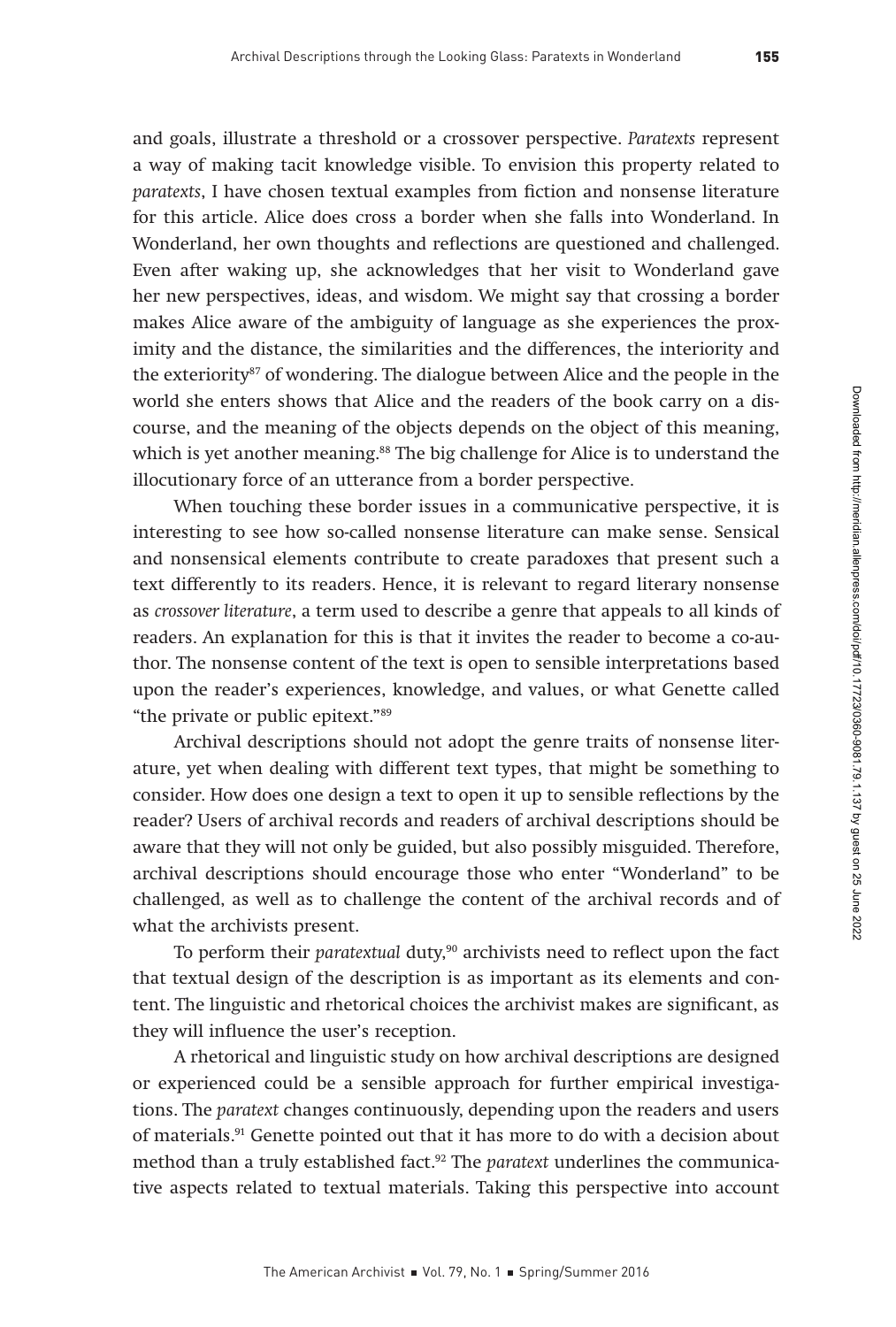and goals, illustrate a threshold or a crossover perspective. *Paratexts* represent a way of making tacit knowledge visible. To envision this property related to *paratexts*, I have chosen textual examples from fiction and nonsense literature for this article. Alice does cross a border when she falls into Wonderland. In Wonderland, her own thoughts and reflections are questioned and challenged. Even after waking up, she acknowledges that her visit to Wonderland gave her new perspectives, ideas, and wisdom. We might say that crossing a border makes Alice aware of the ambiguity of language as she experiences the proximity and the distance, the similarities and the differences, the interiority and the exteriority[87] of wondering. The dialogue between Alice and the people in the world she enters shows that Alice and the readers of the book carry on a discourse, and the meaning of the objects depends on the object of this meaning, which is yet another meaning.[88] The big challenge for Alice is to understand the illocutionary force of an utterance from a border perspective.

When touching these border issues in a communicative perspective, it is interesting to see how so-called nonsense literature can make sense. Sensical and nonsensical elements contribute to create paradoxes that present such a text differently to its readers. Hence, it is relevant to regard literary nonsense as *crossover literature*, a term used to describe a genre that appeals to all kinds of readers. An explanation for this is that it invites the reader to become a co-author. The nonsense content of the text is open to sensible interpretations based upon the reader's experiences, knowledge, and values, or what Genette called "the private or public epitext."[89]

Archival descriptions should not adopt the genre traits of nonsense literature, yet when dealing with different text types, that might be something to consider. How does one design a text to open it up to sensible reflections by the reader? Users of archival records and readers of archival descriptions should be aware that they will not only be guided, but also possibly misguided. Therefore, archival descriptions should encourage those who enter "Wonderland" to be challenged, as well as to challenge the content of the archival records and of what the archivists present.

To perform their *paratextual* duty,[90] archivists need to reflect upon the fact that textual design of the description is as important as its elements and content. The linguistic and rhetorical choices the archivist makes are significant, as they will influence the user's reception.

A rhetorical and linguistic study on how archival descriptions are designed or experienced could be a sensible approach for further empirical investigations. The *paratext* changes continuously, depending upon the readers and users of materials.[91] Genette pointed out that it has more to do with a decision about method than a truly established fact.[92] The *paratext* underlines the communicative aspects related to textual materials. Taking this perspective into account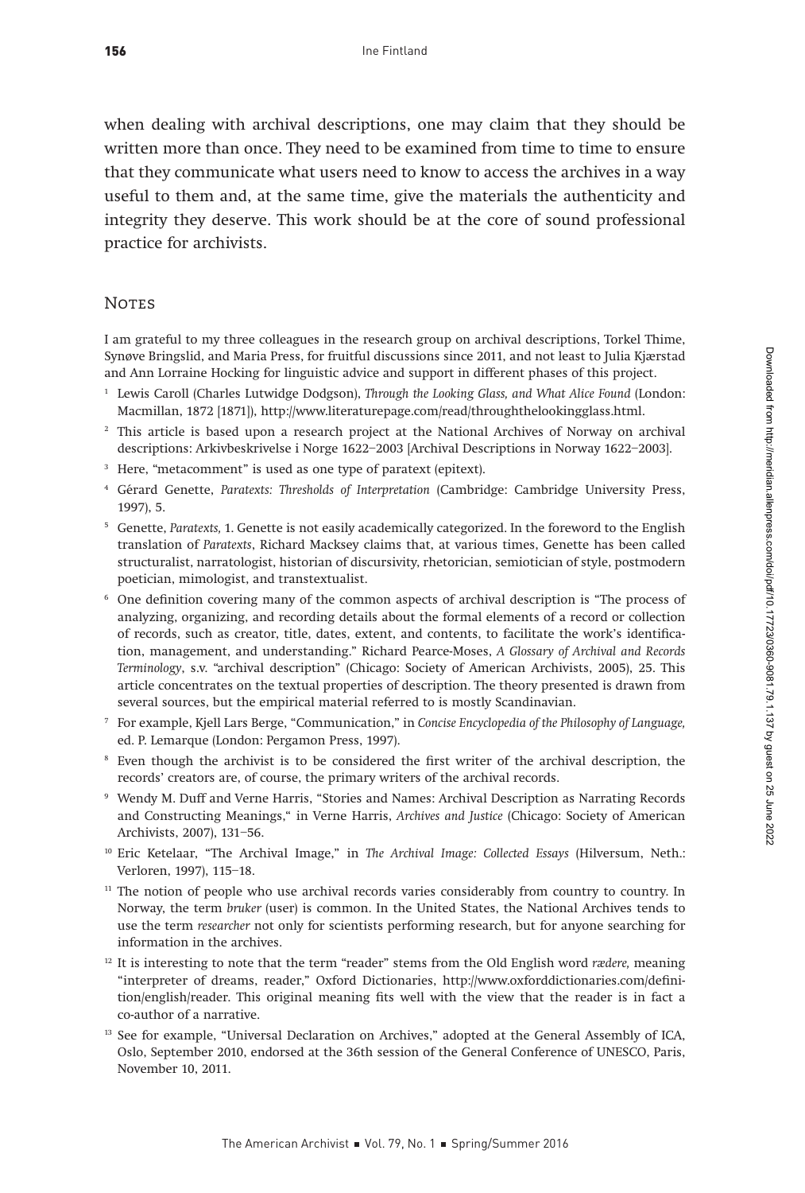when dealing with archival descriptions, one may claim that they should be written more than once. They need to be examined from time to time to ensure that they communicate what users need to know to access the archives in a way useful to them and, at the same time, give the materials the authenticity and integrity they deserve. This work should be at the core of sound professional practice for archivists.

## Notes

I am grateful to my three colleagues in the research group on archival descriptions, Torkel Thime, Synøve Bringslid, and Maria Press, for fruitful discussions since 2011, and not least to Julia Kjærstad and Ann Lorraine Hocking for linguistic advice and support in different phases of this project.

[1] Lewis Caroll (Charles Lutwidge Dodgson), *Through the Looking Glass, and What Alice Found* (London: Macmillan, 1872 [1871]), http://www.literaturepage.com/read/throughthelookingglass.html.

[2] This article is based upon a research project at the National Archives of Norway on archival descriptions: Arkivbeskrivelse i Norge 1622–2003 [Archival Descriptions in Norway 1622–2003].

[3] Here, "metacomment" is used as one type of paratext (epitext).

[4] Gérard Genette, *Paratexts: Thresholds of Interpretation* (Cambridge: Cambridge University Press, 1997), 5.

[5] Genette, *Paratexts,* 1. Genette is not easily academically categorized. In the foreword to the English translation of *Paratexts*, Richard Macksey claims that, at various times, Genette has been called structuralist, narratologist, historian of discursivity, rhetorician, semiotician of style, postmodern poetician, mimologist, and transtextualist.

[6] One definition covering many of the common aspects of archival description is "The process of analyzing, organizing, and recording details about the formal elements of a record or collection of records, such as creator, title, dates, extent, and contents, to facilitate the work's identification, management, and understanding." Richard Pearce-Moses, *A Glossary of Archival and Records Terminology*, s.v. "archival description" (Chicago: Society of American Archivists, 2005), 25. This article concentrates on the textual properties of description. The theory presented is drawn from several sources, but the empirical material referred to is mostly Scandinavian.

[7] For example, Kjell Lars Berge, "Communication," in *Concise Encyclopedia of the Philosophy of Language,* ed. P. Lemarque (London: Pergamon Press, 1997).

[8] Even though the archivist is to be considered the first writer of the archival description, the records' creators are, of course, the primary writers of the archival records.

[9] Wendy M. Duff and Verne Harris, "Stories and Names: Archival Description as Narrating Records and Constructing Meanings," in Verne Harris, *Archives and Justice* (Chicago: Society of American Archivists, 2007), 131–56.

[10] Eric Ketelaar, "The Archival Image," in *The Archival Image: Collected Essays* (Hilversum, Neth.: Verloren, 1997), 115–18.

[11] The notion of people who use archival records varies considerably from country to country. In Norway, the term *bruker* (user) is common. In the United States, the National Archives tends to use the term *researcher* not only for scientists performing research, but for anyone searching for information in the archives.

[12] It is interesting to note that the term "reader" stems from the Old English word *rædere,* meaning "interpreter of dreams, reader," Oxford Dictionaries, http://www.oxforddictionaries.com/definition/english/reader. This original meaning fits well with the view that the reader is in fact a co-author of a narrative.

[13] See for example, "Universal Declaration on Archives," adopted at the General Assembly of ICA, Oslo, September 2010, endorsed at the 36th session of the General Conference of UNESCO, Paris, November 10, 2011.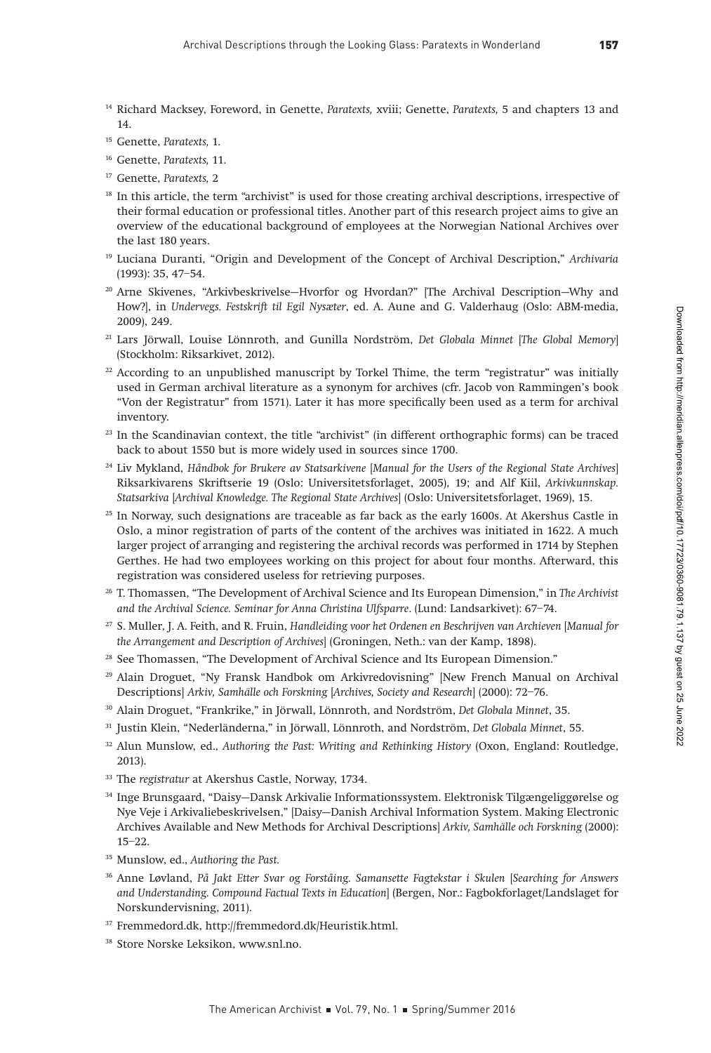[14] Richard Macksey, Foreword, in Genette, *Paratexts,* xviii; Genette, *Paratexts,* 5 and chapters 13 and 14.

[15] Genette, *Paratexts,* 1.

[16] Genette, *Paratexts,* 11.

[17] Genette, *Paratexts,* 2

[18] In this article, the term "archivist" is used for those creating archival descriptions, irrespective of their formal education or professional titles. Another part of this research project aims to give an overview of the educational background of employees at the Norwegian National Archives over the last 180 years.

[19] Luciana Duranti, "Origin and Development of the Concept of Archival Description," *Archivaria* (1993): 35, 47–54.

[20] Arne Skivenes, "Arkivbeskrivelse—Hvorfor og Hvordan?" [The Archival Description—Why and How?], in *Undervegs. Festskrift til Egil Nysæter*, ed. A. Aune and G. Valderhaug (Oslo: ABM-media, 2009), 249.

[21] Lars Jörwall, Louise Lönnroth, and Gunilla Nordström, *Det Globala Minnet* [*The Global Memory*] (Stockholm: Riksarkivet, 2012).

[22] According to an unpublished manuscript by Torkel Thime, the term "registratur" was initially used in German archival literature as a synonym for archives (cfr. Jacob von Rammingen's book "Von der Registratur" from 1571). Later it has more specifically been used as a term for archival inventory.

[23] In the Scandinavian context, the title "archivist" (in different orthographic forms) can be traced back to about 1550 but is more widely used in sources since 1700.

[24] Liv Mykland, *Håndbok for Brukere av Statsarkivene* [*Manual for the Users of the Regional State Archives*] Riksarkivarens Skriftserie 19 (Oslo: Universitetsforlaget, 2005), 19; and Alf Kiil, *Arkivkunnskap. Statsarkiva* [*Archival Knowledge. The Regional State Archives*] (Oslo: Universitetsforlaget, 1969), 15.

[25] In Norway, such designations are traceable as far back as the early 1600s. At Akershus Castle in Oslo, a minor registration of parts of the content of the archives was initiated in 1622. A much larger project of arranging and registering the archival records was performed in 1714 by Stephen Gerthes. He had two employees working on this project for about four months. Afterward, this registration was considered useless for retrieving purposes.

[26] T. Thomassen, "The Development of Archival Science and Its European Dimension," in *The Archivist and the Archival Science. Seminar for Anna Christina Ulfsparre*. (Lund: Landsarkivet): 67–74.

[27] S. Muller, J. A. Feith, and R. Fruin, *Handleiding voor het Ordenen en Beschrijven van Archieven* [*Manual for the Arrangement and Description of Archives*] (Groningen, Neth.: van der Kamp, 1898).

[28] See Thomassen, "The Development of Archival Science and Its European Dimension."

[29] Alain Droguet, "Ny Fransk Handbok om Arkivredovisning" [New French Manual on Archival Descriptions] *Arkiv, Samhälle och Forskning* [*Archives, Society and Research*] (2000): 72–76.

[30] Alain Droguet, "Frankrike," in Jörwall, Lönnroth, and Nordström, *Det Globala Minnet*, 35.

[31] Justin Klein, "Nederländerna," in Jörwall, Lönnroth, and Nordström, *Det Globala Minnet*, 55.

[32] Alun Munslow, ed., *Authoring the Past: Writing and Rethinking History* (Oxon, England: Routledge, 2013).

[33] The *registratur* at Akershus Castle, Norway, 1734.

[34] Inge Brunsgaard, "Daisy—Dansk Arkivalie Informationssystem. Elektronisk Tilgængeliggørelse og Nye Veje i Arkivaliebeskrivelsen," [Daisy—Danish Archival Information System. Making Electronic Archives Available and New Methods for Archival Descriptions] *Arkiv, Samhälle och Forskning* (2000): 15–22.

[35] Munslow, ed., *Authoring the Past.*

[36] Anne Løvland, *På Jakt Etter Svar og Forståing. Samansette Fagtekstar i Skulen* [*Searching for Answers and Understanding. Compound Factual Texts in Education*] (Bergen, Nor.: Fagbokforlaget/Landslaget for Norskundervisning, 2011).

[37] Fremmedord.dk, http://fremmedord.dk/Heuristik.html.

[38] Store Norske Leksikon, www.snl.no.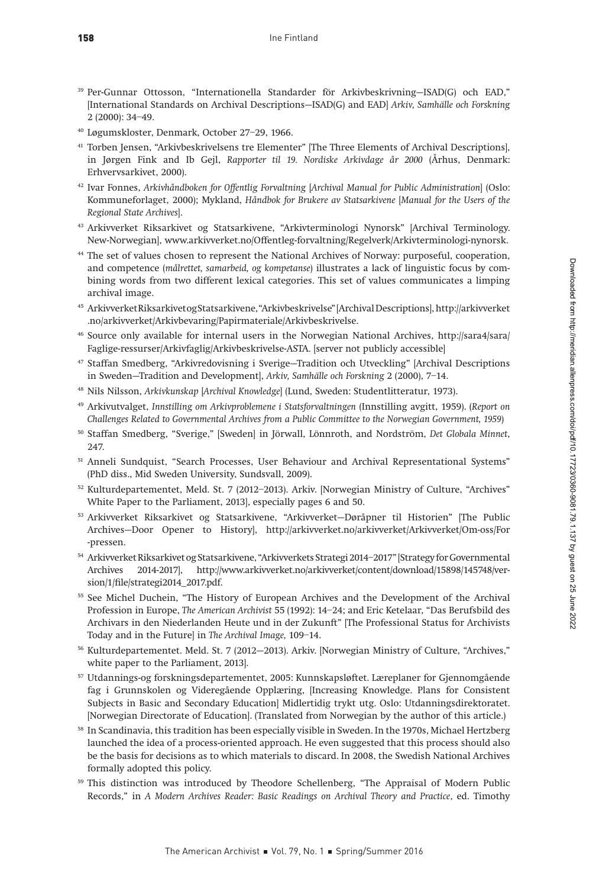39 Per-Gunnar Ottosson, "Internationella Standarder för Arkivbeskrivning—ISAD(G) och EAD," [International Standards on Archival Descriptions—ISAD(G) and EAD] *Arkiv, Samhälle och Forskning* 2 (2000): 34–49.

40 Løgumskloster, Denmark, October 27–29, 1966.

41 Torben Jensen, "Arkivbeskrivelsens tre Elementer" [The Three Elements of Archival Descriptions], in Jørgen Fink and Ib Gejl, *Rapporter til 19. Nordiske Arkivdage år 2000* (Århus, Denmark: Erhvervsarkivet, 2000).

42 Ivar Fonnes, *Arkivhåndboken for Offentlig Forvaltning* [*Archival Manual for Public Administration*] (Oslo: Kommuneforlaget, 2000); Mykland, *Håndbok for Brukere av Statsarkivene* [*Manual for the Users of the Regional State Archives*].

43 Arkivverket Riksarkivet og Statsarkivene, "Arkivterminologi Nynorsk" [Archival Terminology. New-Norwegian], www.arkivverket.no/Offentleg-forvaltning/Regelverk/Arkivterminologi-nynorsk.

44 The set of values chosen to represent the National Archives of Norway: purposeful, cooperation, and competence (*målrettet, samarbeid, og kompetanse*) illustrates a lack of linguistic focus by combining words from two different lexical categories. This set of values communicates a limping archival image.

45 Arkivverket Riksarkivet og Statsarkivene, "Arkivbeskrivelse" [Archival Descriptions], http://arkivverket.no/arkivverket/Arkivbevaring/Papirmateriale/Arkivbeskrivelse.

46 Source only available for internal users in the Norwegian National Archives, http://sara4/sara/Faglige-ressurser/Arkivfaglig/Arkivbeskrivelse-ASTA. [server not publicly accessible]

47 Staffan Smedberg, "Arkivredovisning i Sverige—Tradition och Utveckling" [Archival Descriptions in Sweden—Tradition and Development], *Arkiv, Samhälle och Forskning* 2 (2000), 7–14.

48 Nils Nilsson, *Arkivkunskap* [*Archival Knowledge*] (Lund, Sweden: Studentlitteratur, 1973).

49 Arkivutvalget, *Innstilling om Arkivproblemene i Statsforvaltningen* (Innstilling avgitt, 1959). (*Report on Challenges Related to Governmental Archives from a Public Committee to the Norwegian Government, 1959*)

50 Staffan Smedberg, "Sverige," [Sweden] in Jörwall, Lönnroth, and Nordström, *Det Globala Minnet*, 247.

51 Anneli Sundquist, "Search Processes, User Behaviour and Archival Representational Systems" (PhD diss., Mid Sweden University, Sundsvall, 2009).

52 Kulturdepartementet, Meld. St. 7 (2012–2013). Arkiv. [Norwegian Ministry of Culture, "Archives" White Paper to the Parliament, 2013], especially pages 6 and 50.

53 Arkivverket Riksarkivet og Statsarkivene, "Arkivverket—Døråpner til Historien" [The Public Archives—Door Opener to History], http://arkivverket.no/arkivverket/Arkivverket/Om-oss/For-pressen.

54 Arkivverket Riksarkivet og Statsarkivene, "Arkivverkets Strategi 2014–2017" [Strategy for Governmental Archives 2014-2017], http://www.arkivverket.no/arkivverket/content/download/15898/145748/version/1/file/strategi2014_2017.pdf.

55 See Michel Duchein, "The History of European Archives and the Development of the Archival Profession in Europe, *The American Archivist* 55 (1992): 14–24; and Eric Ketelaar, "Das Berufsbild des Archivars in den Niederlanden Heute und in der Zukunft" [The Professional Status for Archivists Today and in the Future] in *The Archival Image,* 109–14.

56 Kulturdepartementet. Meld. St. 7 (2012—2013). Arkiv. [Norwegian Ministry of Culture, "Archives," white paper to the Parliament, 2013].

57 Utdannings-og forskningsdepartementet, 2005: Kunnskapsløftet. Læreplaner for Gjennomgående fag i Grunnskolen og Videregående Opplæring, [Increasing Knowledge. Plans for Consistent Subjects in Basic and Secondary Education] Midlertidig trykt utg. Oslo: Utdanningsdirektoratet. [Norwegian Directorate of Education]. (Translated from Norwegian by the author of this article.)

58 In Scandinavia, this tradition has been especially visible in Sweden. In the 1970s, Michael Hertzberg launched the idea of a process-oriented approach. He even suggested that this process should also be the basis for decisions as to which materials to discard. In 2008, the Swedish National Archives formally adopted this policy.

59 This distinction was introduced by Theodore Schellenberg, "The Appraisal of Modern Public Records," in *A Modern Archives Reader: Basic Readings on Archival Theory and Practice*, ed. Timothy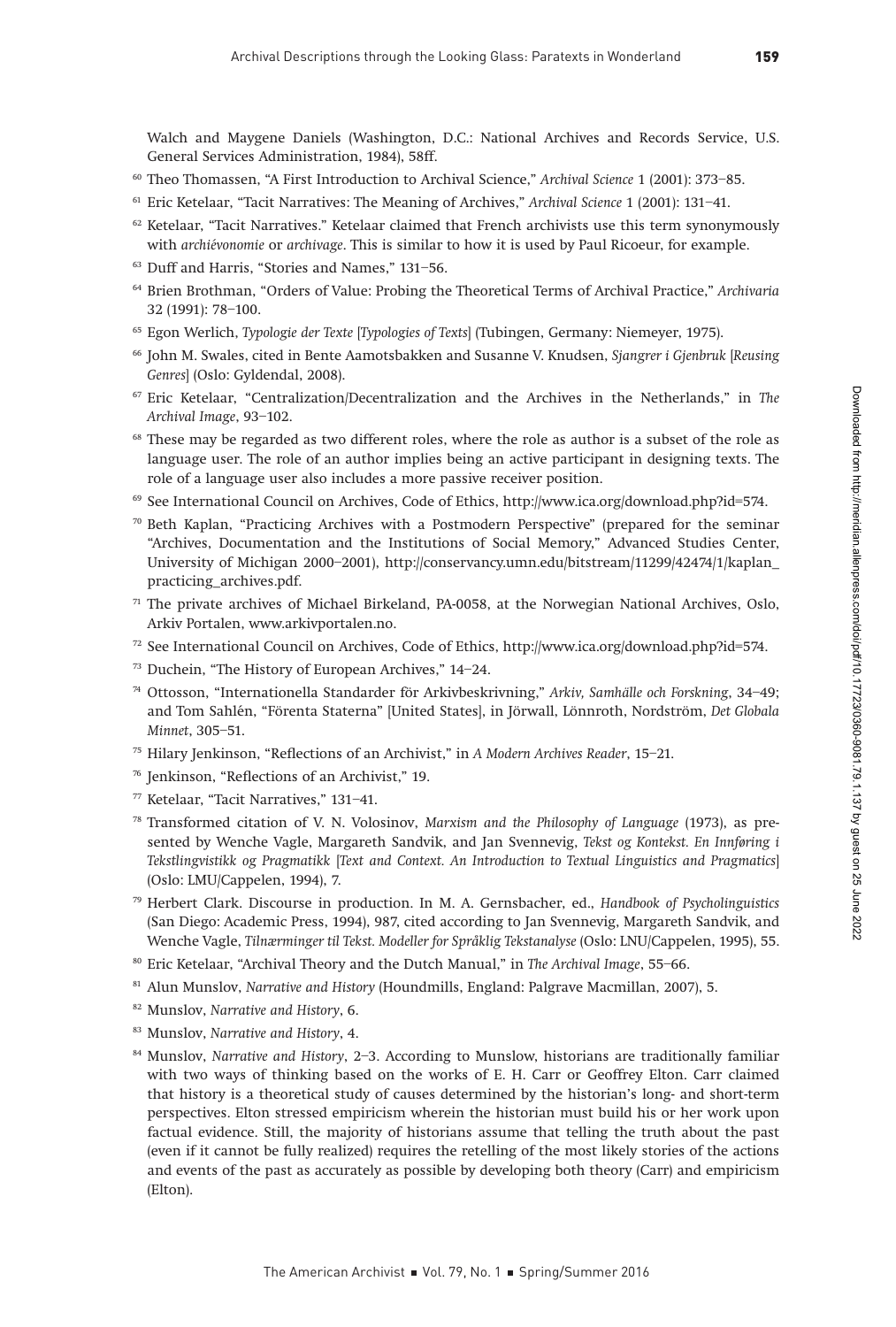Walch and Maygene Daniels (Washington, D.C.: National Archives and Records Service, U.S. General Services Administration, 1984), 58ff.

[60] Theo Thomassen, "A First Introduction to Archival Science," *Archival Science* 1 (2001): 373–85.

[61] Eric Ketelaar, "Tacit Narratives: The Meaning of Archives," *Archival Science* 1 (2001): 131–41.

[62] Ketelaar, "Tacit Narratives." Ketelaar claimed that French archivists use this term synonymously with *archiévonomie* or *archivage*. This is similar to how it is used by Paul Ricoeur, for example.

[63] Duff and Harris, "Stories and Names," 131–56.

[64] Brien Brothman, "Orders of Value: Probing the Theoretical Terms of Archival Practice," *Archivaria* 32 (1991): 78–100.

[65] Egon Werlich, *Typologie der Texte* [*Typologies of Texts*] (Tubingen, Germany: Niemeyer, 1975).

[66] John M. Swales, cited in Bente Aamotsbakken and Susanne V. Knudsen, *Sjangrer i Gjenbruk* [*Reusing Genres*] (Oslo: Gyldendal, 2008).

[67] Eric Ketelaar, "Centralization/Decentralization and the Archives in the Netherlands," in *The Archival Image*, 93–102.

[68] These may be regarded as two different roles, where the role as author is a subset of the role as language user. The role of an author implies being an active participant in designing texts. The role of a language user also includes a more passive receiver position.

[69] See International Council on Archives, Code of Ethics, http://www.ica.org/download.php?id=574.

[70] Beth Kaplan, "Practicing Archives with a Postmodern Perspective" (prepared for the seminar "Archives, Documentation and the Institutions of Social Memory," Advanced Studies Center, University of Michigan 2000–2001), http://conservancy.umn.edu/bitstream/11299/42474/1/kaplan_practicing_archives.pdf.

[71] The private archives of Michael Birkeland, PA-0058, at the Norwegian National Archives, Oslo, Arkiv Portalen, www.arkivportalen.no.

[72] See International Council on Archives, Code of Ethics, http://www.ica.org/download.php?id=574.

[73] Duchein, "The History of European Archives," 14–24.

[74] Ottosson, "Internationella Standarder för Arkivbeskrivning," *Arkiv, Samhälle och Forskning*, 34–49; and Tom Sahlén, "Förenta Staterna" [United States], in Jörwall, Lönnroth, Nordström, *Det Globala Minnet*, 305–51.

[75] Hilary Jenkinson, "Reflections of an Archivist," in *A Modern Archives Reader*, 15–21.

[76] Jenkinson, "Reflections of an Archivist," 19.

[77] Ketelaar, "Tacit Narratives," 131–41.

[78] Transformed citation of V. N. Volosinov, *Marxism and the Philosophy of Language* (1973), as presented by Wenche Vagle, Margareth Sandvik, and Jan Svennevig, *Tekst og Kontekst. En Innføring i Tekstlingvistikk og Pragmatikk* [*Text and Context. An Introduction to Textual Linguistics and Pragmatics*] (Oslo: LMU/Cappelen, 1994), 7.

[79] Herbert Clark. Discourse in production. In M. A. Gernsbacher, ed., *Handbook of Psycholinguistics* (San Diego: Academic Press, 1994), 987, cited according to Jan Svennevig, Margareth Sandvik, and Wenche Vagle, *Tilnærminger til Tekst. Modeller for Språklig Tekstanalyse* (Oslo: LNU/Cappelen, 1995), 55.

[80] Eric Ketelaar, "Archival Theory and the Dutch Manual," in *The Archival Image*, 55–66.

[81] Alun Munslov, *Narrative and History* (Houndmills, England: Palgrave Macmillan, 2007), 5.

[82] Munslov, *Narrative and History*, 6.

[83] Munslov, *Narrative and History*, 4.

[84] Munslov, *Narrative and History*, 2–3. According to Munslow, historians are traditionally familiar with two ways of thinking based on the works of E. H. Carr or Geoffrey Elton. Carr claimed that history is a theoretical study of causes determined by the historian's long- and short-term perspectives. Elton stressed empiricism wherein the historian must build his or her work upon factual evidence. Still, the majority of historians assume that telling the truth about the past (even if it cannot be fully realized) requires the retelling of the most likely stories of the actions and events of the past as accurately as possible by developing both theory (Carr) and empiricism (Elton).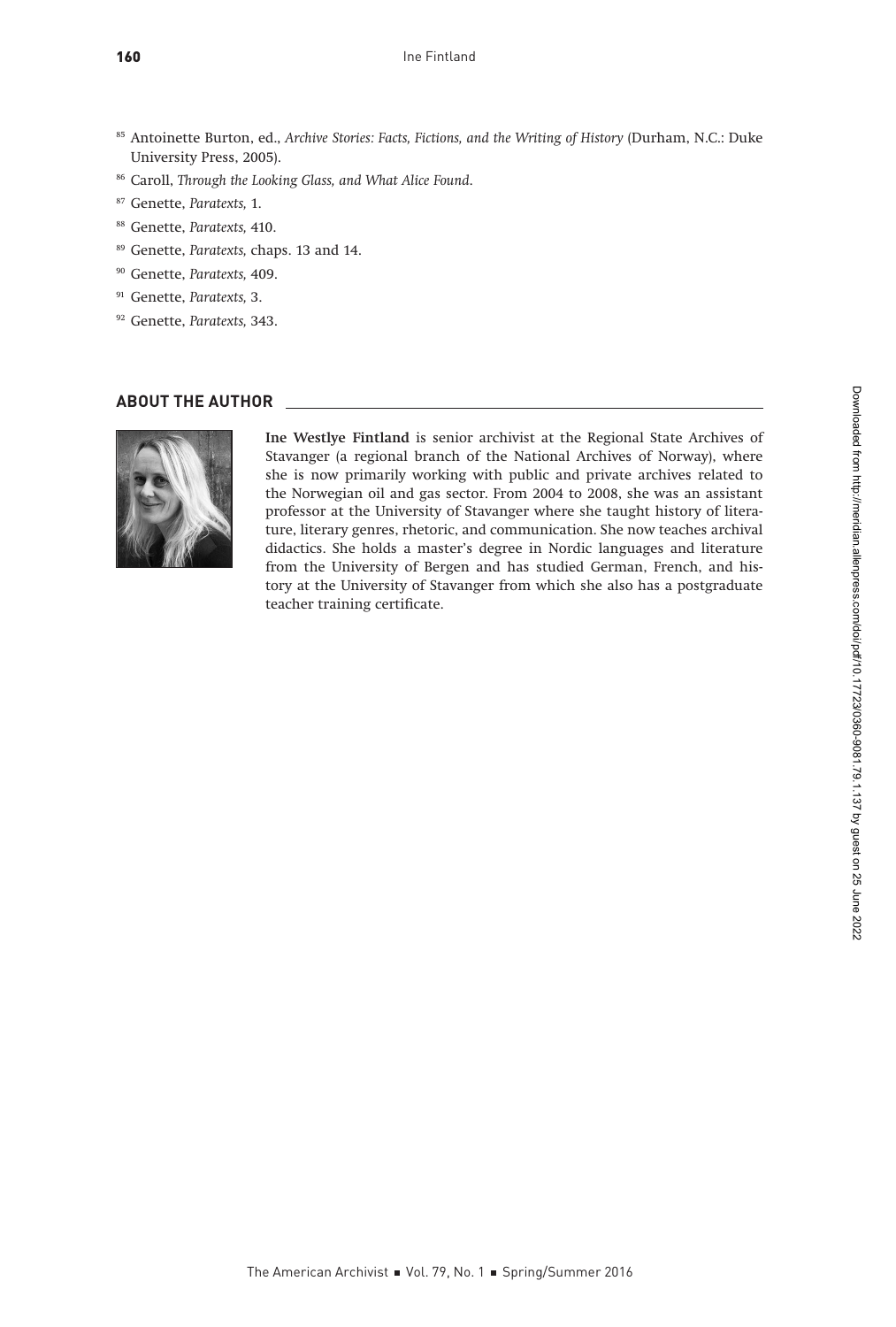[85] Antoinette Burton, ed., *Archive Stories: Facts, Fictions, and the Writing of History* (Durham, N.C.: Duke University Press, 2005).

[86] Caroll, *Through the Looking Glass, and What Alice Found.*

[87] Genette, *Paratexts,* 1.

[88] Genette, *Paratexts,* 410.

[89] Genette, *Paratexts,* chaps. 13 and 14.

[90] Genette, *Paratexts,* 409.

[91] Genette, *Paratexts,* 3.

[92] Genette, *Paratexts,* 343.

## ABOUT THE AUTHOR

**Ine Westlye Fintland** is senior archivist at the Regional State Archives of Stavanger (a regional branch of the National Archives of Norway), where she is now primarily working with public and private archives related to the Norwegian oil and gas sector. From 2004 to 2008, she was an assistant professor at the University of Stavanger where she taught history of literature, literary genres, rhetoric, and communication. She now teaches archival didactics. She holds a master's degree in Nordic languages and literature from the University of Bergen and has studied German, French, and history at the University of Stavanger from which she also has a postgraduate teacher training certificate.